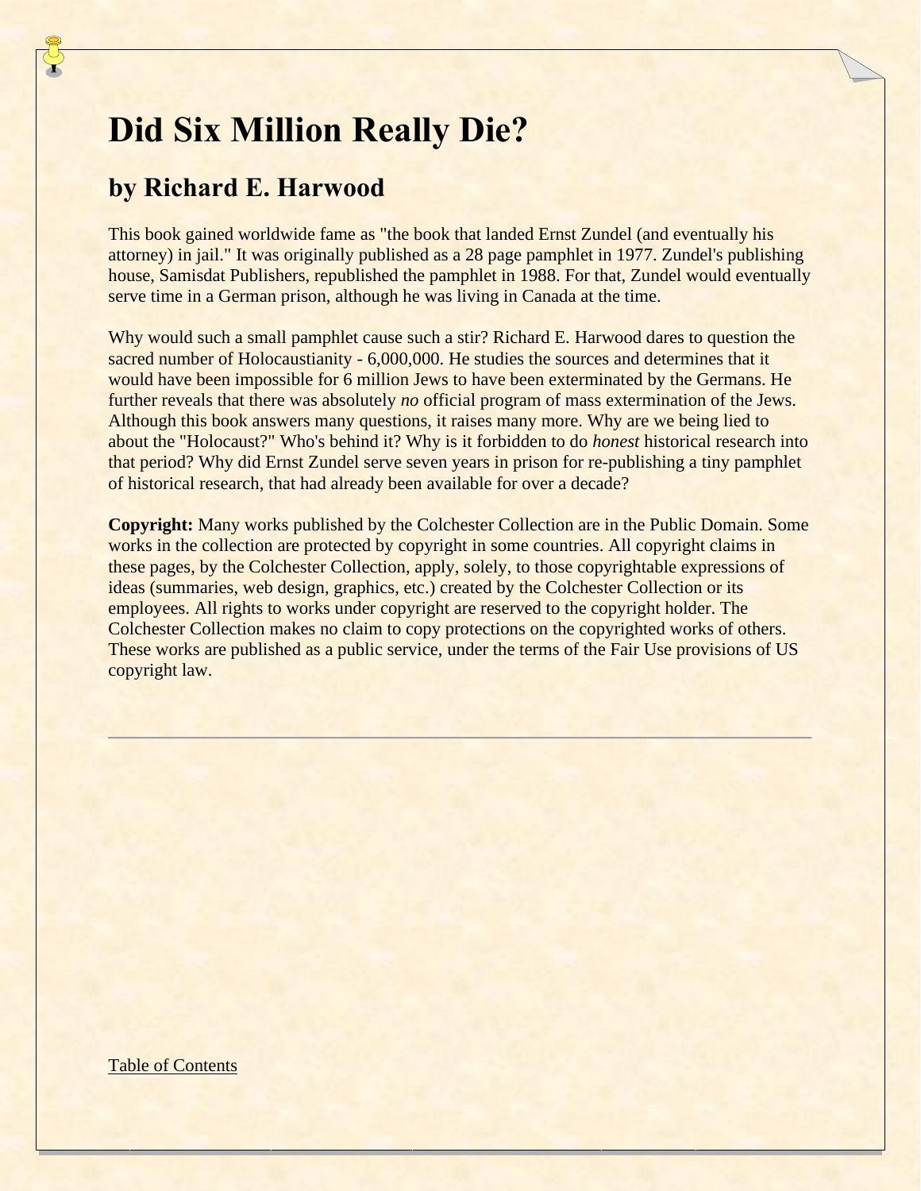# Did Six Million Really Die?

## by Richard E. Harwood

This book gained worldwide fame as "the book that landed Ernst Zundel (and eventually his attorney) in jail." It was originally published as a 28 page pamphlet in 1977. Zundel's publishing house, Samisdat Publishers, republished the pamphlet in 1988. For that, Zundel would eventually serve time in a German prison, although he was living in Canada at the time.

Why would such a small pamphlet cause such a stir? Richard E. Harwood dares to question the sacred number of Holocaustianity - 6,000,000. He studies the sources and determines that it would have been impossible for 6 million Jews to have been exterminated by the Germans. He further reveals that there was absolutely *no* official program of mass extermination of the Jews. Although this book answers many questions, it raises many more. Why are we being lied to about the "Holocaust?" Who's behind it? Why is it forbidden to do *honest* historical research into that period? Why did Ernst Zundel serve seven years in prison for re-publishing a tiny pamphlet of historical research, that had already been available for over a decade?

**Copyright:** Many works published by the Colchester Collection are in the Public Domain. Some works in the collection are protected by copyright in some countries. All copyright claims in these pages, by the Colchester Collection, apply, solely, to those copyrightable expressions of ideas (summaries, web design, graphics, etc.) created by the Colchester Collection or its employees. All rights to works under copyright are reserved to the copyright holder. The Colchester Collection makes no claim to copy protections on the copyrighted works of others. These works are published as a public service, under the terms of the Fair Use provisions of US copyright law.

---

Table of Contents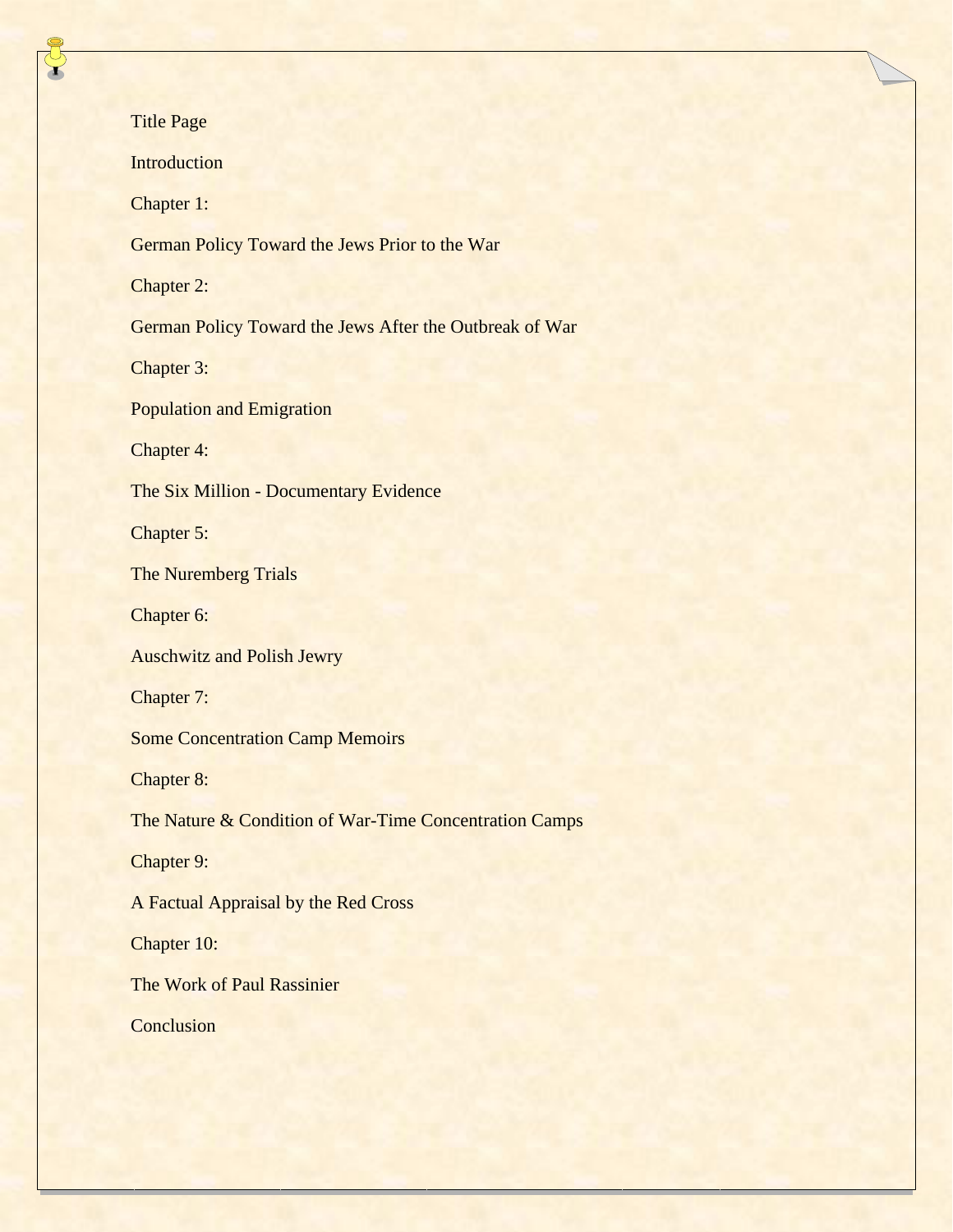Title Page

Introduction

Chapter 1:

German Policy Toward the Jews Prior to the War

Chapter 2:

German Policy Toward the Jews After the Outbreak of War

Chapter 3:

Population and Emigration

Chapter 4:

The Six Million - Documentary Evidence

Chapter 5:

The Nuremberg Trials

Chapter 6:

Auschwitz and Polish Jewry

Chapter 7:

Some Concentration Camp Memoirs

Chapter 8:

The Nature & Condition of War-Time Concentration Camps

Chapter 9:

A Factual Appraisal by the Red Cross

Chapter 10:

The Work of Paul Rassinier

Conclusion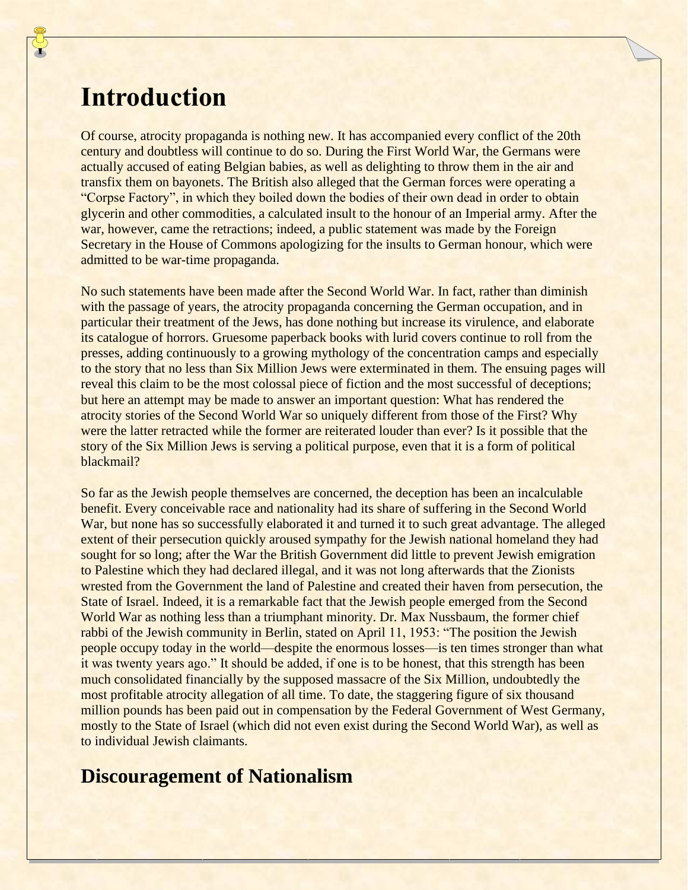# Introduction

Of course, atrocity propaganda is nothing new. It has accompanied every conflict of the 20th century and doubtless will continue to do so. During the First World War, the Germans were actually accused of eating Belgian babies, as well as delighting to throw them in the air and transfix them on bayonets. The British also alleged that the German forces were operating a "Corpse Factory", in which they boiled down the bodies of their own dead in order to obtain glycerin and other commodities, a calculated insult to the honour of an Imperial army. After the war, however, came the retractions; indeed, a public statement was made by the Foreign Secretary in the House of Commons apologizing for the insults to German honour, which were admitted to be war-time propaganda.

No such statements have been made after the Second World War. In fact, rather than diminish with the passage of years, the atrocity propaganda concerning the German occupation, and in particular their treatment of the Jews, has done nothing but increase its virulence, and elaborate its catalogue of horrors. Gruesome paperback books with lurid covers continue to roll from the presses, adding continuously to a growing mythology of the concentration camps and especially to the story that no less than Six Million Jews were exterminated in them. The ensuing pages will reveal this claim to be the most colossal piece of fiction and the most successful of deceptions; but here an attempt may be made to answer an important question: What has rendered the atrocity stories of the Second World War so uniquely different from those of the First? Why were the latter retracted while the former are reiterated louder than ever? Is it possible that the story of the Six Million Jews is serving a political purpose, even that it is a form of political blackmail?

So far as the Jewish people themselves are concerned, the deception has been an incalculable benefit. Every conceivable race and nationality had its share of suffering in the Second World War, but none has so successfully elaborated it and turned it to such great advantage. The alleged extent of their persecution quickly aroused sympathy for the Jewish national homeland they had sought for so long; after the War the British Government did little to prevent Jewish emigration to Palestine which they had declared illegal, and it was not long afterwards that the Zionists wrested from the Government the land of Palestine and created their haven from persecution, the State of Israel. Indeed, it is a remarkable fact that the Jewish people emerged from the Second World War as nothing less than a triumphant minority. Dr. Max Nussbaum, the former chief rabbi of the Jewish community in Berlin, stated on April 11, 1953: "The position the Jewish people occupy today in the world—despite the enormous losses—is ten times stronger than what it was twenty years ago." It should be added, if one is to be honest, that this strength has been much consolidated financially by the supposed massacre of the Six Million, undoubtedly the most profitable atrocity allegation of all time. To date, the staggering figure of six thousand million pounds has been paid out in compensation by the Federal Government of West Germany, mostly to the State of Israel (which did not even exist during the Second World War), as well as to individual Jewish claimants.

## Discouragement of Nationalism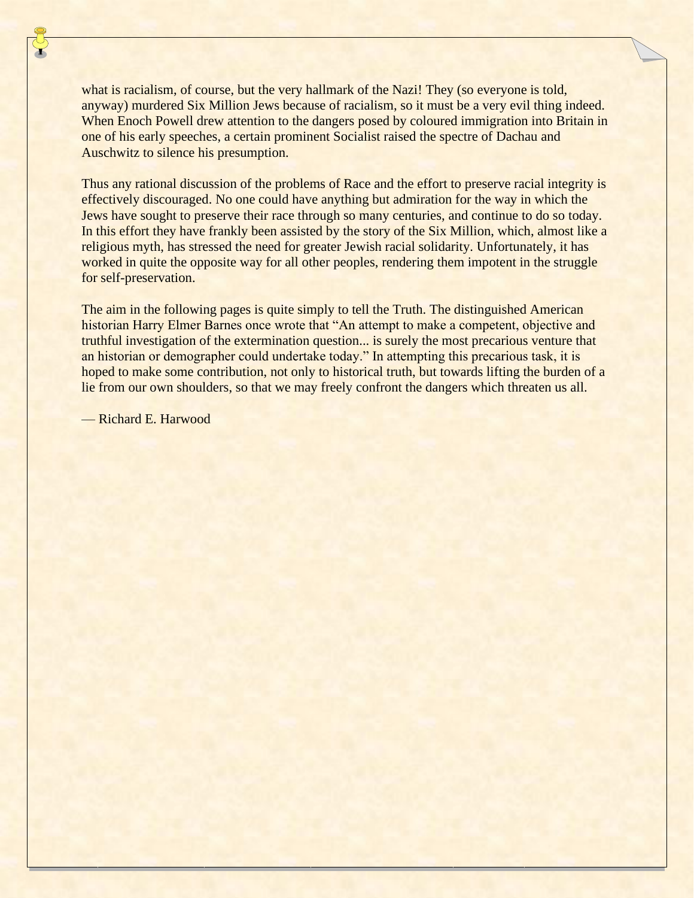what is racialism, of course, but the very hallmark of the Nazi! They (so everyone is told, anyway) murdered Six Million Jews because of racialism, so it must be a very evil thing indeed. When Enoch Powell drew attention to the dangers posed by coloured immigration into Britain in one of his early speeches, a certain prominent Socialist raised the spectre of Dachau and Auschwitz to silence his presumption.

Thus any rational discussion of the problems of Race and the effort to preserve racial integrity is effectively discouraged. No one could have anything but admiration for the way in which the Jews have sought to preserve their race through so many centuries, and continue to do so today. In this effort they have frankly been assisted by the story of the Six Million, which, almost like a religious myth, has stressed the need for greater Jewish racial solidarity. Unfortunately, it has worked in quite the opposite way for all other peoples, rendering them impotent in the struggle for self-preservation.

The aim in the following pages is quite simply to tell the Truth. The distinguished American historian Harry Elmer Barnes once wrote that "An attempt to make a competent, objective and truthful investigation of the extermination question... is surely the most precarious venture that an historian or demographer could undertake today." In attempting this precarious task, it is hoped to make some contribution, not only to historical truth, but towards lifting the burden of a lie from our own shoulders, so that we may freely confront the dangers which threaten us all.

— Richard E. Harwood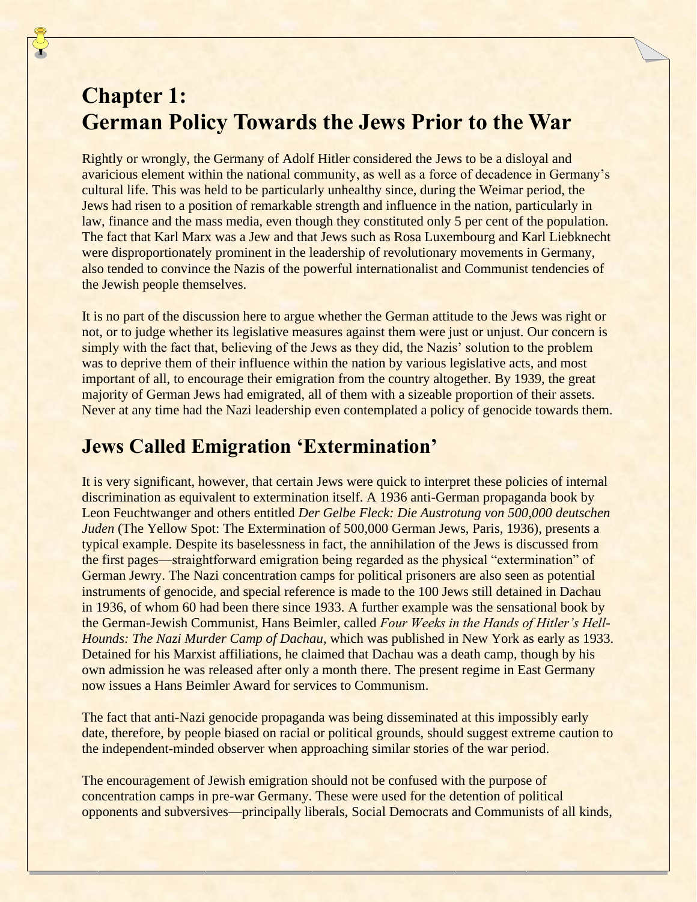# Chapter 1: German Policy Towards the Jews Prior to the War

Rightly or wrongly, the Germany of Adolf Hitler considered the Jews to be a disloyal and avaricious element within the national community, as well as a force of decadence in Germany's cultural life. This was held to be particularly unhealthy since, during the Weimar period, the Jews had risen to a position of remarkable strength and influence in the nation, particularly in law, finance and the mass media, even though they constituted only 5 per cent of the population. The fact that Karl Marx was a Jew and that Jews such as Rosa Luxembourg and Karl Liebknecht were disproportionately prominent in the leadership of revolutionary movements in Germany, also tended to convince the Nazis of the powerful internationalist and Communist tendencies of the Jewish people themselves.

It is no part of the discussion here to argue whether the German attitude to the Jews was right or not, or to judge whether its legislative measures against them were just or unjust. Our concern is simply with the fact that, believing of the Jews as they did, the Nazis' solution to the problem was to deprive them of their influence within the nation by various legislative acts, and most important of all, to encourage their emigration from the country altogether. By 1939, the great majority of German Jews had emigrated, all of them with a sizeable proportion of their assets. Never at any time had the Nazi leadership even contemplated a policy of genocide towards them.

## Jews Called Emigration 'Extermination'

It is very significant, however, that certain Jews were quick to interpret these policies of internal discrimination as equivalent to extermination itself. A 1936 anti-German propaganda book by Leon Feuchtwanger and others entitled *Der Gelbe Fleck: Die Austrotung von 500,000 deutschen Juden* (The Yellow Spot: The Extermination of 500,000 German Jews, Paris, 1936), presents a typical example. Despite its baselessness in fact, the annihilation of the Jews is discussed from the first pages—straightforward emigration being regarded as the physical "extermination" of German Jewry. The Nazi concentration camps for political prisoners are also seen as potential instruments of genocide, and special reference is made to the 100 Jews still detained in Dachau in 1936, of whom 60 had been there since 1933. A further example was the sensational book by the German-Jewish Communist, Hans Beimler, called *Four Weeks in the Hands of Hitler's Hell-Hounds: The Nazi Murder Camp of Dachau*, which was published in New York as early as 1933. Detained for his Marxist affiliations, he claimed that Dachau was a death camp, though by his own admission he was released after only a month there. The present regime in East Germany now issues a Hans Beimler Award for services to Communism.

The fact that anti-Nazi genocide propaganda was being disseminated at this impossibly early date, therefore, by people biased on racial or political grounds, should suggest extreme caution to the independent-minded observer when approaching similar stories of the war period.

The encouragement of Jewish emigration should not be confused with the purpose of concentration camps in pre-war Germany. These were used for the detention of political opponents and subversives—principally liberals, Social Democrats and Communists of all kinds,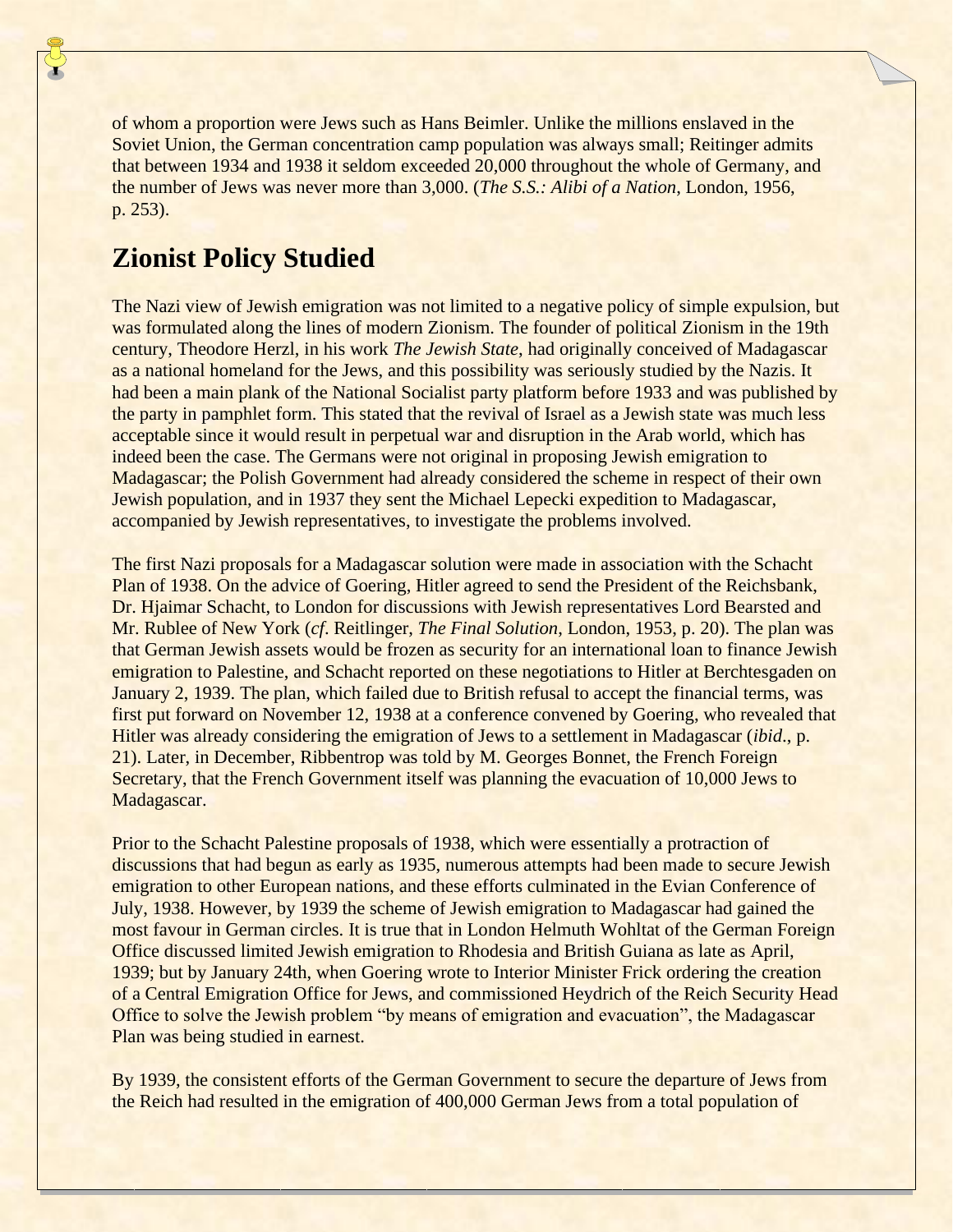of whom a proportion were Jews such as Hans Beimler. Unlike the millions enslaved in the Soviet Union, the German concentration camp population was always small; Reitinger admits that between 1934 and 1938 it seldom exceeded 20,000 throughout the whole of Germany, and the number of Jews was never more than 3,000. (*The S.S.: Alibi of a Nation*, London, 1956, p. 253).

## Zionist Policy Studied

The Nazi view of Jewish emigration was not limited to a negative policy of simple expulsion, but was formulated along the lines of modern Zionism. The founder of political Zionism in the 19th century, Theodore Herzl, in his work *The Jewish State*, had originally conceived of Madagascar as a national homeland for the Jews, and this possibility was seriously studied by the Nazis. It had been a main plank of the National Socialist party platform before 1933 and was published by the party in pamphlet form. This stated that the revival of Israel as a Jewish state was much less acceptable since it would result in perpetual war and disruption in the Arab world, which has indeed been the case. The Germans were not original in proposing Jewish emigration to Madagascar; the Polish Government had already considered the scheme in respect of their own Jewish population, and in 1937 they sent the Michael Lepecki expedition to Madagascar, accompanied by Jewish representatives, to investigate the problems involved.

The first Nazi proposals for a Madagascar solution were made in association with the Schacht Plan of 1938. On the advice of Goering, Hitler agreed to send the President of the Reichsbank, Dr. Hjaimar Schacht, to London for discussions with Jewish representatives Lord Bearsted and Mr. Rublee of New York (*cf.* Reitlinger, *The Final Solution*, London, 1953, p. 20). The plan was that German Jewish assets would be frozen as security for an international loan to finance Jewish emigration to Palestine, and Schacht reported on these negotiations to Hitler at Berchtesgaden on January 2, 1939. The plan, which failed due to British refusal to accept the financial terms, was first put forward on November 12, 1938 at a conference convened by Goering, who revealed that Hitler was already considering the emigration of Jews to a settlement in Madagascar (*ibid*., p. 21). Later, in December, Ribbentrop was told by M. Georges Bonnet, the French Foreign Secretary, that the French Government itself was planning the evacuation of 10,000 Jews to Madagascar.

Prior to the Schacht Palestine proposals of 1938, which were essentially a protraction of discussions that had begun as early as 1935, numerous attempts had been made to secure Jewish emigration to other European nations, and these efforts culminated in the Evian Conference of July, 1938. However, by 1939 the scheme of Jewish emigration to Madagascar had gained the most favour in German circles. It is true that in London Helmuth Wohltat of the German Foreign Office discussed limited Jewish emigration to Rhodesia and British Guiana as late as April, 1939; but by January 24th, when Goering wrote to Interior Minister Frick ordering the creation of a Central Emigration Office for Jews, and commissioned Heydrich of the Reich Security Head Office to solve the Jewish problem "by means of emigration and evacuation", the Madagascar Plan was being studied in earnest.

By 1939, the consistent efforts of the German Government to secure the departure of Jews from the Reich had resulted in the emigration of 400,000 German Jews from a total population of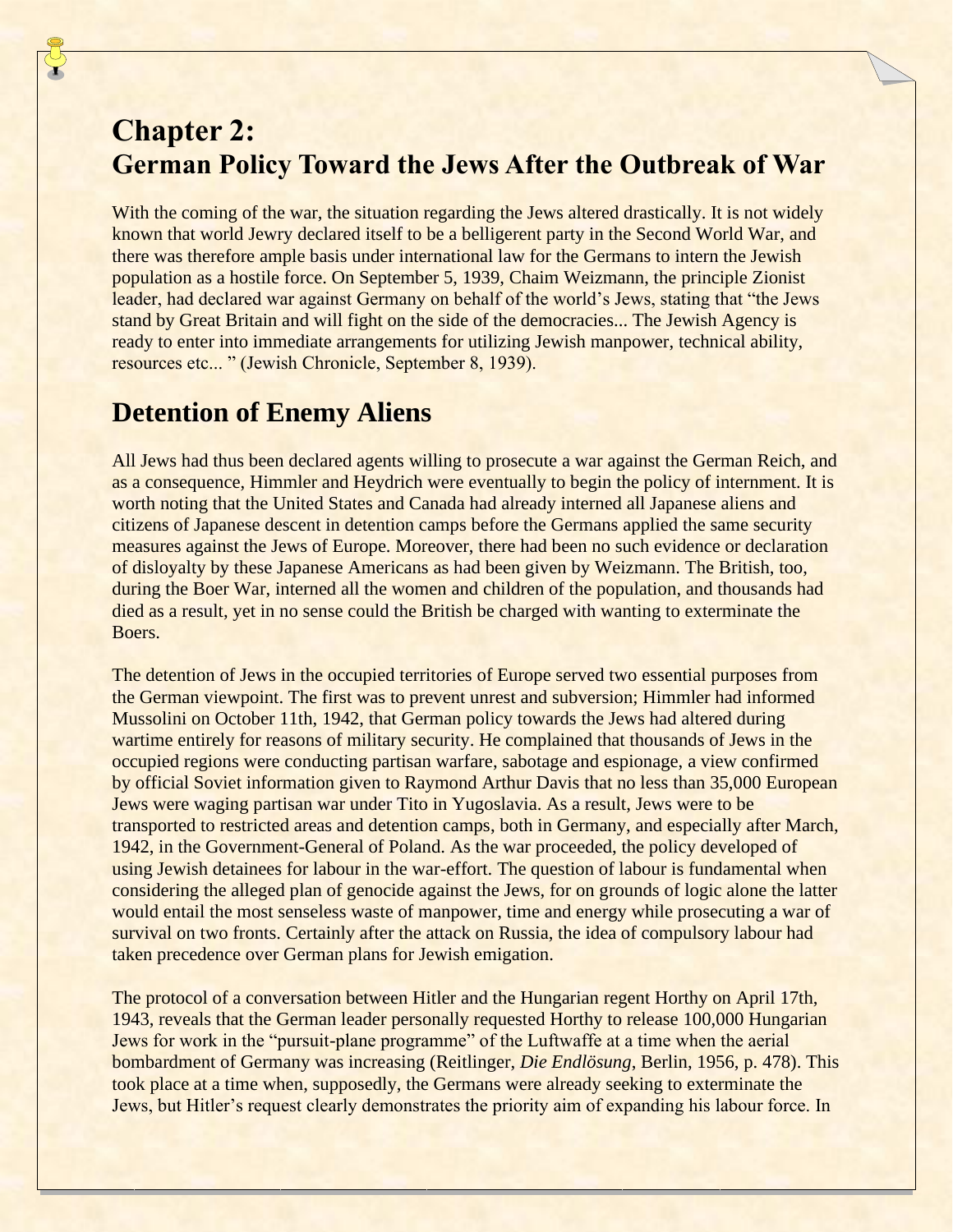# Chapter 2:
# German Policy Toward the Jews After the Outbreak of War

With the coming of the war, the situation regarding the Jews altered drastically. It is not widely known that world Jewry declared itself to be a belligerent party in the Second World War, and there was therefore ample basis under international law for the Germans to intern the Jewish population as a hostile force. On September 5, 1939, Chaim Weizmann, the principle Zionist leader, had declared war against Germany on behalf of the world's Jews, stating that "the Jews stand by Great Britain and will fight on the side of the democracies... The Jewish Agency is ready to enter into immediate arrangements for utilizing Jewish manpower, technical ability, resources etc... " (Jewish Chronicle, September 8, 1939).

## Detention of Enemy Aliens

All Jews had thus been declared agents willing to prosecute a war against the German Reich, and as a consequence, Himmler and Heydrich were eventually to begin the policy of internment. It is worth noting that the United States and Canada had already interned all Japanese aliens and citizens of Japanese descent in detention camps before the Germans applied the same security measures against the Jews of Europe. Moreover, there had been no such evidence or declaration of disloyalty by these Japanese Americans as had been given by Weizmann. The British, too, during the Boer War, interned all the women and children of the population, and thousands had died as a result, yet in no sense could the British be charged with wanting to exterminate the Boers.

The detention of Jews in the occupied territories of Europe served two essential purposes from the German viewpoint. The first was to prevent unrest and subversion; Himmler had informed Mussolini on October 11th, 1942, that German policy towards the Jews had altered during wartime entirely for reasons of military security. He complained that thousands of Jews in the occupied regions were conducting partisan warfare, sabotage and espionage, a view confirmed by official Soviet information given to Raymond Arthur Davis that no less than 35,000 European Jews were waging partisan war under Tito in Yugoslavia. As a result, Jews were to be transported to restricted areas and detention camps, both in Germany, and especially after March, 1942, in the Government-General of Poland. As the war proceeded, the policy developed of using Jewish detainees for labour in the war-effort. The question of labour is fundamental when considering the alleged plan of genocide against the Jews, for on grounds of logic alone the latter would entail the most senseless waste of manpower, time and energy while prosecuting a war of survival on two fronts. Certainly after the attack on Russia, the idea of compulsory labour had taken precedence over German plans for Jewish emigation.

The protocol of a conversation between Hitler and the Hungarian regent Horthy on April 17th, 1943, reveals that the German leader personally requested Horthy to release 100,000 Hungarian Jews for work in the "pursuit-plane programme" of the Luftwaffe at a time when the aerial bombardment of Germany was increasing (Reitlinger, *Die Endlösung*, Berlin, 1956, p. 478). This took place at a time when, supposedly, the Germans were already seeking to exterminate the Jews, but Hitler's request clearly demonstrates the priority aim of expanding his labour force. In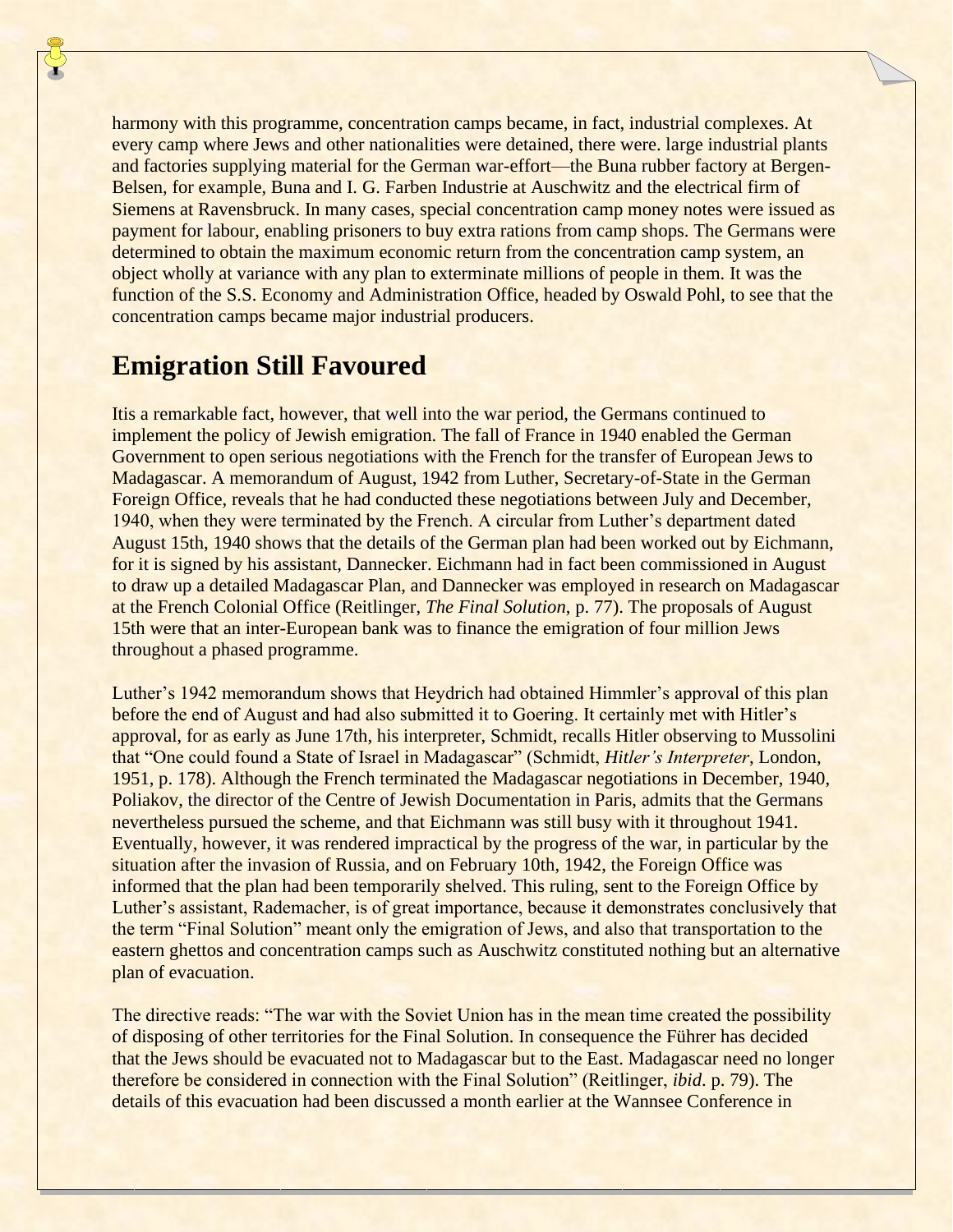harmony with this programme, concentration camps became, in fact, industrial complexes. At every camp where Jews and other nationalities were detained, there were. large industrial plants and factories supplying material for the German war-effort—the Buna rubber factory at Bergen-Belsen, for example, Buna and I. G. Farben Industrie at Auschwitz and the electrical firm of Siemens at Ravensbruck. In many cases, special concentration camp money notes were issued as payment for labour, enabling prisoners to buy extra rations from camp shops. The Germans were determined to obtain the maximum economic return from the concentration camp system, an object wholly at variance with any plan to exterminate millions of people in them. It was the function of the S.S. Economy and Administration Office, headed by Oswald Pohl, to see that the concentration camps became major industrial producers.

## Emigration Still Favoured

Itis a remarkable fact, however, that well into the war period, the Germans continued to implement the policy of Jewish emigration. The fall of France in 1940 enabled the German Government to open serious negotiations with the French for the transfer of European Jews to Madagascar. A memorandum of August, 1942 from Luther, Secretary-of-State in the German Foreign Office, reveals that he had conducted these negotiations between July and December, 1940, when they were terminated by the French. A circular from Luther's department dated August 15th, 1940 shows that the details of the German plan had been worked out by Eichmann, for it is signed by his assistant, Dannecker. Eichmann had in fact been commissioned in August to draw up a detailed Madagascar Plan, and Dannecker was employed in research on Madagascar at the French Colonial Office (Reitlinger, *The Final Solution*, p. 77). The proposals of August 15th were that an inter-European bank was to finance the emigration of four million Jews throughout a phased programme.

Luther's 1942 memorandum shows that Heydrich had obtained Himmler's approval of this plan before the end of August and had also submitted it to Goering. It certainly met with Hitler's approval, for as early as June 17th, his interpreter, Schmidt, recalls Hitler observing to Mussolini that "One could found a State of Israel in Madagascar" (Schmidt, *Hitler's Interpreter*, London, 1951, p. 178). Although the French terminated the Madagascar negotiations in December, 1940, Poliakov, the director of the Centre of Jewish Documentation in Paris, admits that the Germans nevertheless pursued the scheme, and that Eichmann was still busy with it throughout 1941. Eventually, however, it was rendered impractical by the progress of the war, in particular by the situation after the invasion of Russia, and on February 10th, 1942, the Foreign Office was informed that the plan had been temporarily shelved. This ruling, sent to the Foreign Office by Luther's assistant, Rademacher, is of great importance, because it demonstrates conclusively that the term "Final Solution" meant only the emigration of Jews, and also that transportation to the eastern ghettos and concentration camps such as Auschwitz constituted nothing but an alternative plan of evacuation.

The directive reads: "The war with the Soviet Union has in the mean time created the possibility of disposing of other territories for the Final Solution. In consequence the Führer has decided that the Jews should be evacuated not to Madagascar but to the East. Madagascar need no longer therefore be considered in connection with the Final Solution" (Reitlinger, *ibid*. p. 79). The details of this evacuation had been discussed a month earlier at the Wannsee Conference in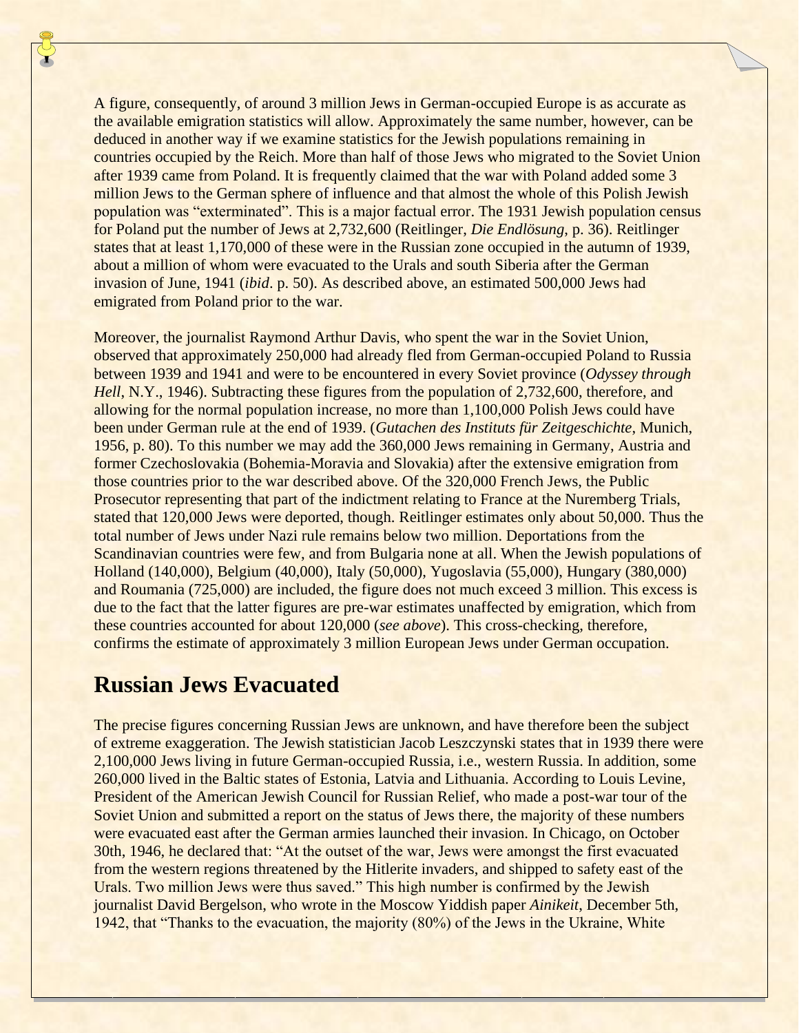A figure, consequently, of around 3 million Jews in German-occupied Europe is as accurate as the available emigration statistics will allow. Approximately the same number, however, can be deduced in another way if we examine statistics for the Jewish populations remaining in countries occupied by the Reich. More than half of those Jews who migrated to the Soviet Union after 1939 came from Poland. It is frequently claimed that the war with Poland added some 3 million Jews to the German sphere of influence and that almost the whole of this Polish Jewish population was "exterminated". This is a major factual error. The 1931 Jewish population census for Poland put the number of Jews at 2,732,600 (Reitlinger, *Die Endlösung*, p. 36). Reitlinger states that at least 1,170,000 of these were in the Russian zone occupied in the autumn of 1939, about a million of whom were evacuated to the Urals and south Siberia after the German invasion of June, 1941 (*ibid*. p. 50). As described above, an estimated 500,000 Jews had emigrated from Poland prior to the war.

Moreover, the journalist Raymond Arthur Davis, who spent the war in the Soviet Union, observed that approximately 250,000 had already fled from German-occupied Poland to Russia between 1939 and 1941 and were to be encountered in every Soviet province (*Odyssey through Hell*, N.Y., 1946). Subtracting these figures from the population of 2,732,600, therefore, and allowing for the normal population increase, no more than 1,100,000 Polish Jews could have been under German rule at the end of 1939. (*Gutachen des Instituts für Zeitgeschichte*, Munich, 1956, p. 80). To this number we may add the 360,000 Jews remaining in Germany, Austria and former Czechoslovakia (Bohemia-Moravia and Slovakia) after the extensive emigration from those countries prior to the war described above. Of the 320,000 French Jews, the Public Prosecutor representing that part of the indictment relating to France at the Nuremberg Trials, stated that 120,000 Jews were deported, though. Reitlinger estimates only about 50,000. Thus the total number of Jews under Nazi rule remains below two million. Deportations from the Scandinavian countries were few, and from Bulgaria none at all. When the Jewish populations of Holland (140,000), Belgium (40,000), Italy (50,000), Yugoslavia (55,000), Hungary (380,000) and Roumania (725,000) are included, the figure does not much exceed 3 million. This excess is due to the fact that the latter figures are pre-war estimates unaffected by emigration, which from these countries accounted for about 120,000 (*see above*). This cross-checking, therefore, confirms the estimate of approximately 3 million European Jews under German occupation.

## Russian Jews Evacuated

The precise figures concerning Russian Jews are unknown, and have therefore been the subject of extreme exaggeration. The Jewish statistician Jacob Leszczynski states that in 1939 there were 2,100,000 Jews living in future German-occupied Russia, i.e., western Russia. In addition, some 260,000 lived in the Baltic states of Estonia, Latvia and Lithuania. According to Louis Levine, President of the American Jewish Council for Russian Relief, who made a post-war tour of the Soviet Union and submitted a report on the status of Jews there, the majority of these numbers were evacuated east after the German armies launched their invasion. In Chicago, on October 30th, 1946, he declared that: "At the outset of the war, Jews were amongst the first evacuated from the western regions threatened by the Hitlerite invaders, and shipped to safety east of the Urals. Two million Jews were thus saved." This high number is confirmed by the Jewish journalist David Bergelson, who wrote in the Moscow Yiddish paper *Ainikeit*, December 5th, 1942, that "Thanks to the evacuation, the majority (80%) of the Jews in the Ukraine, White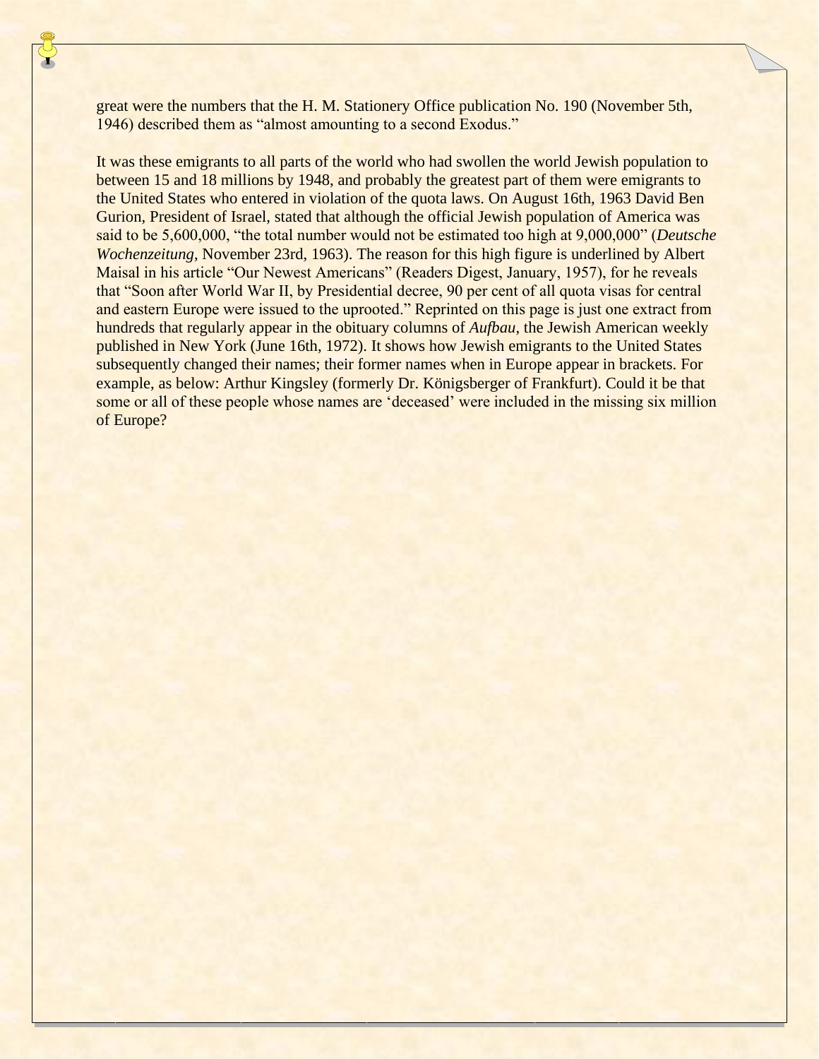great were the numbers that the H. M. Stationery Office publication No. 190 (November 5th, 1946) described them as "almost amounting to a second Exodus."

It was these emigrants to all parts of the world who had swollen the world Jewish population to between 15 and 18 millions by 1948, and probably the greatest part of them were emigrants to the United States who entered in violation of the quota laws. On August 16th, 1963 David Ben Gurion, President of Israel, stated that although the official Jewish population of America was said to be 5,600,000, "the total number would not be estimated too high at 9,000,000" (*Deutsche Wochenzeitung*, November 23rd, 1963). The reason for this high figure is underlined by Albert Maisal in his article "Our Newest Americans" (Readers Digest, January, 1957), for he reveals that "Soon after World War II, by Presidential decree, 90 per cent of all quota visas for central and eastern Europe were issued to the uprooted." Reprinted on this page is just one extract from hundreds that regularly appear in the obituary columns of *Aufbau*, the Jewish American weekly published in New York (June 16th, 1972). It shows how Jewish emigrants to the United States subsequently changed their names; their former names when in Europe appear in brackets. For example, as below: Arthur Kingsley (formerly Dr. Königsberger of Frankfurt). Could it be that some or all of these people whose names are 'deceased' were included in the missing six million of Europe?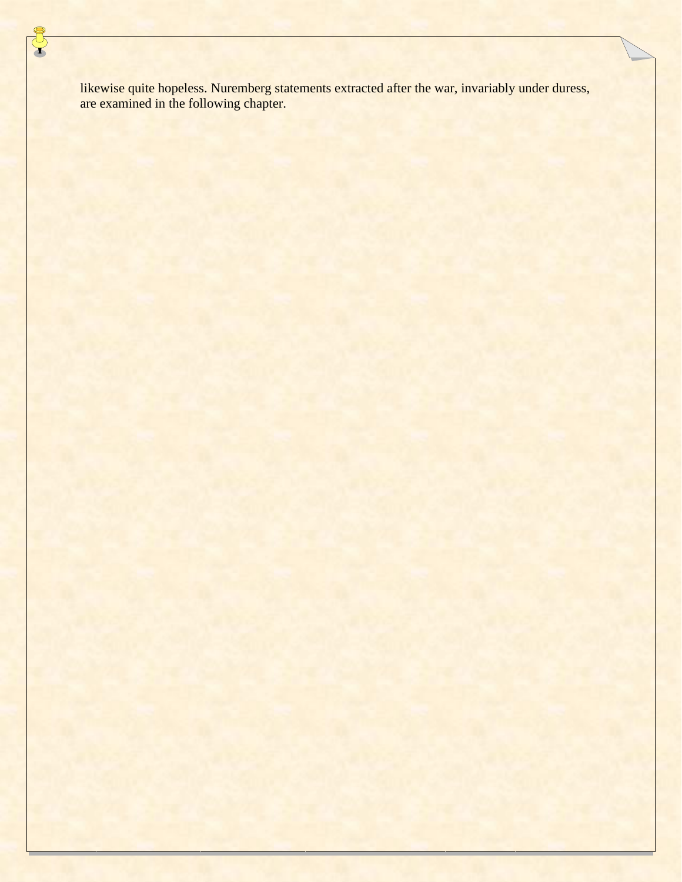likewise quite hopeless. Nuremberg statements extracted after the war, invariably under duress, are examined in the following chapter.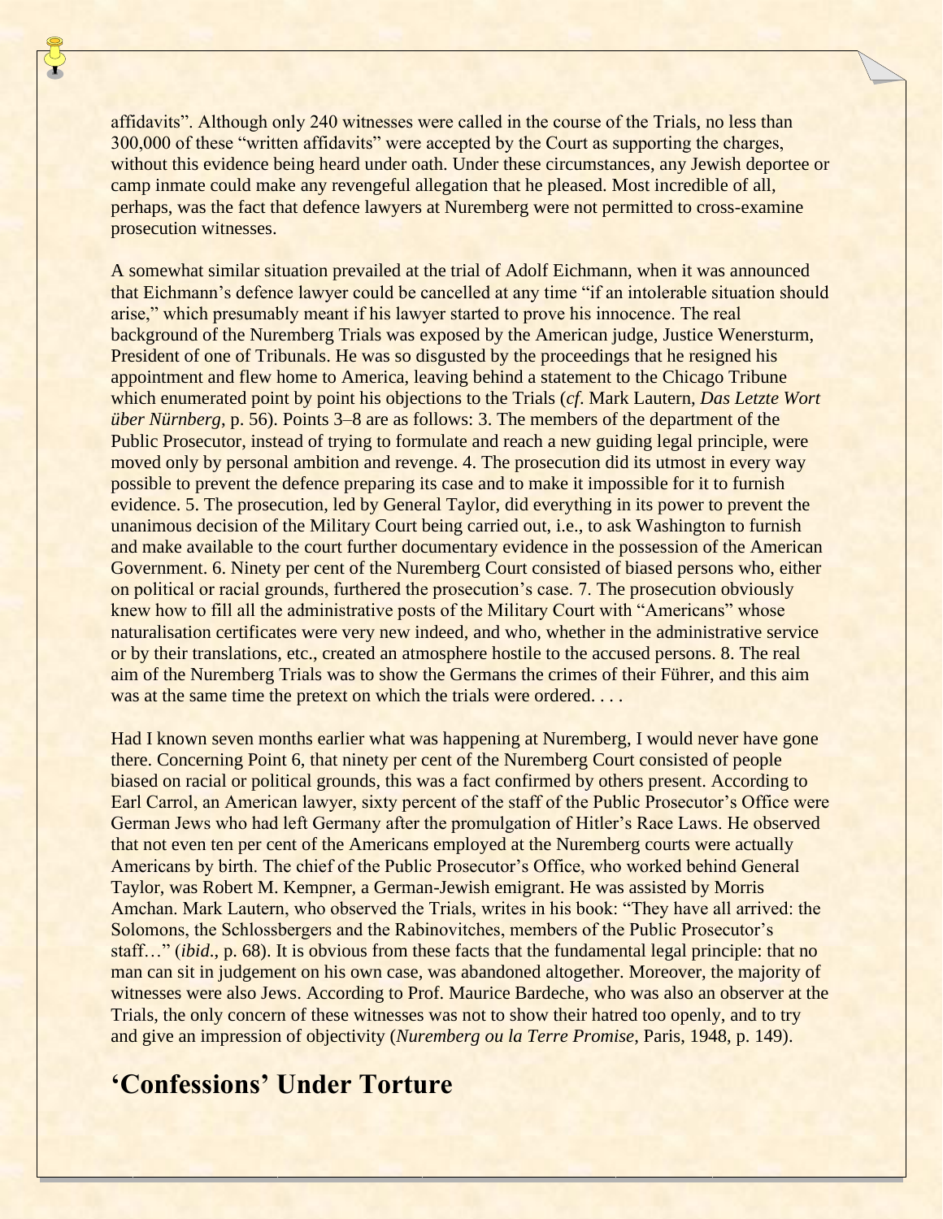affidavits". Although only 240 witnesses were called in the course of the Trials, no less than 300,000 of these "written affidavits" were accepted by the Court as supporting the charges, without this evidence being heard under oath. Under these circumstances, any Jewish deportee or camp inmate could make any revengeful allegation that he pleased. Most incredible of all, perhaps, was the fact that defence lawyers at Nuremberg were not permitted to cross-examine prosecution witnesses.

A somewhat similar situation prevailed at the trial of Adolf Eichmann, when it was announced that Eichmann's defence lawyer could be cancelled at any time "if an intolerable situation should arise," which presumably meant if his lawyer started to prove his innocence. The real background of the Nuremberg Trials was exposed by the American judge, Justice Wenersturm, President of one of Tribunals. He was so disgusted by the proceedings that he resigned his appointment and flew home to America, leaving behind a statement to the Chicago Tribune which enumerated point by point his objections to the Trials (*cf*. Mark Lautern, *Das Letzte Wort über Nürnberg*, p. 56). Points 3–8 are as follows: 3. The members of the department of the Public Prosecutor, instead of trying to formulate and reach a new guiding legal principle, were moved only by personal ambition and revenge. 4. The prosecution did its utmost in every way possible to prevent the defence preparing its case and to make it impossible for it to furnish evidence. 5. The prosecution, led by General Taylor, did everything in its power to prevent the unanimous decision of the Military Court being carried out, i.e., to ask Washington to furnish and make available to the court further documentary evidence in the possession of the American Government. 6. Ninety per cent of the Nuremberg Court consisted of biased persons who, either on political or racial grounds, furthered the prosecution's case. 7. The prosecution obviously knew how to fill all the administrative posts of the Military Court with "Americans" whose naturalisation certificates were very new indeed, and who, whether in the administrative service or by their translations, etc., created an atmosphere hostile to the accused persons. 8. The real aim of the Nuremberg Trials was to show the Germans the crimes of their Führer, and this aim was at the same time the pretext on which the trials were ordered. . . .

Had I known seven months earlier what was happening at Nuremberg, I would never have gone there. Concerning Point 6, that ninety per cent of the Nuremberg Court consisted of people biased on racial or political grounds, this was a fact confirmed by others present. According to Earl Carrol, an American lawyer, sixty percent of the staff of the Public Prosecutor's Office were German Jews who had left Germany after the promulgation of Hitler's Race Laws. He observed that not even ten per cent of the Americans employed at the Nuremberg courts were actually Americans by birth. The chief of the Public Prosecutor's Office, who worked behind General Taylor, was Robert M. Kempner, a German-Jewish emigrant. He was assisted by Morris Amchan. Mark Lautern, who observed the Trials, writes in his book: "They have all arrived: the Solomons, the Schlossbergers and the Rabinovitches, members of the Public Prosecutor's staff…" (*ibid*., p. 68). It is obvious from these facts that the fundamental legal principle: that no man can sit in judgement on his own case, was abandoned altogether. Moreover, the majority of witnesses were also Jews. According to Prof. Maurice Bardeche, who was also an observer at the Trials, the only concern of these witnesses was not to show their hatred too openly, and to try and give an impression of objectivity (*Nuremberg ou la Terre Promise*, Paris, 1948, p. 149).

## 'Confessions' Under Torture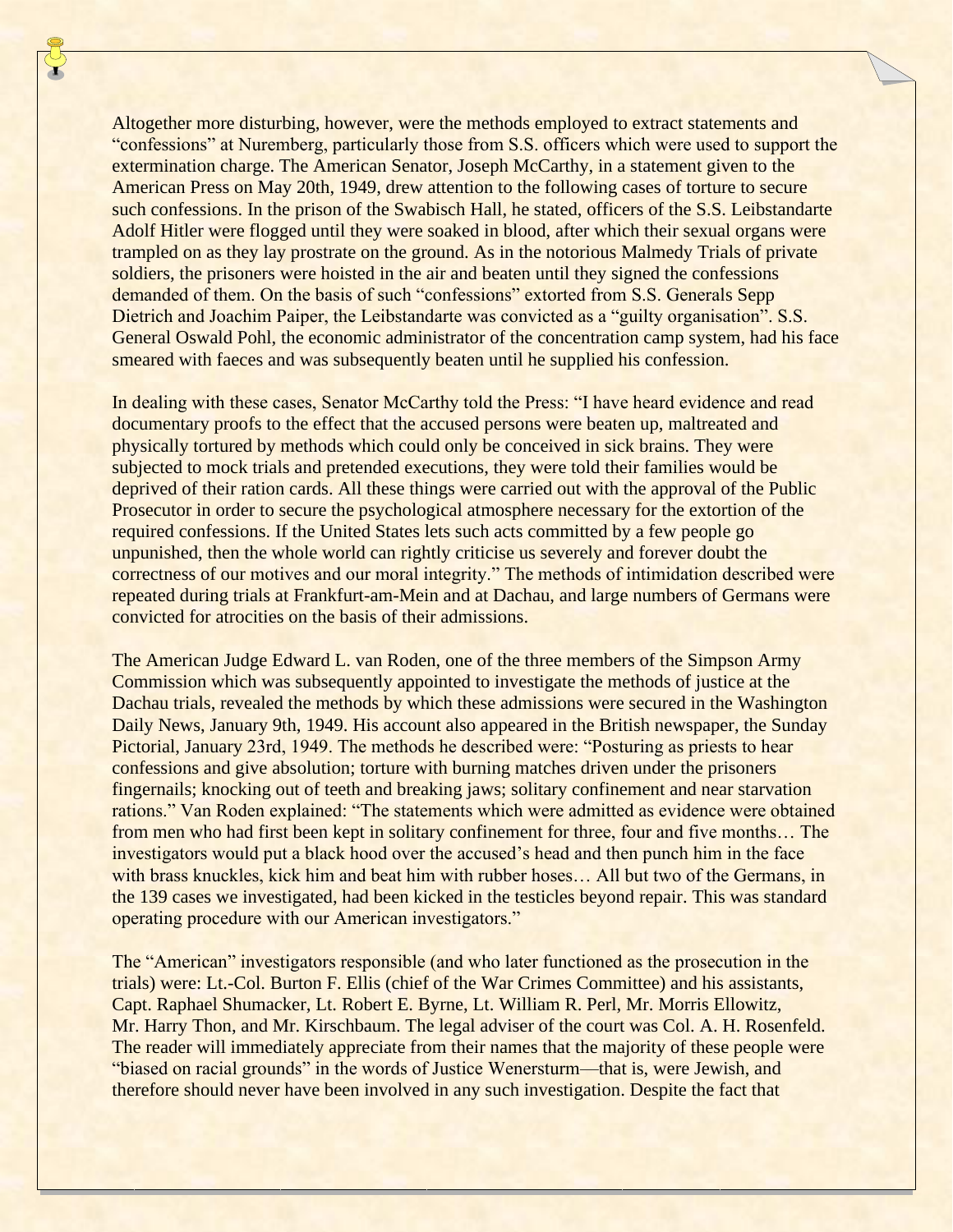Altogether more disturbing, however, were the methods employed to extract statements and "confessions" at Nuremberg, particularly those from S.S. officers which were used to support the extermination charge. The American Senator, Joseph McCarthy, in a statement given to the American Press on May 20th, 1949, drew attention to the following cases of torture to secure such confessions. In the prison of the Swabisch Hall, he stated, officers of the S.S. Leibstandarte Adolf Hitler were flogged until they were soaked in blood, after which their sexual organs were trampled on as they lay prostrate on the ground. As in the notorious Malmedy Trials of private soldiers, the prisoners were hoisted in the air and beaten until they signed the confessions demanded of them. On the basis of such "confessions" extorted from S.S. Generals Sepp Dietrich and Joachim Paiper, the Leibstandarte was convicted as a "guilty organisation". S.S. General Oswald Pohl, the economic administrator of the concentration camp system, had his face smeared with faeces and was subsequently beaten until he supplied his confession.

In dealing with these cases, Senator McCarthy told the Press: "I have heard evidence and read documentary proofs to the effect that the accused persons were beaten up, maltreated and physically tortured by methods which could only be conceived in sick brains. They were subjected to mock trials and pretended executions, they were told their families would be deprived of their ration cards. All these things were carried out with the approval of the Public Prosecutor in order to secure the psychological atmosphere necessary for the extortion of the required confessions. If the United States lets such acts committed by a few people go unpunished, then the whole world can rightly criticise us severely and forever doubt the correctness of our motives and our moral integrity." The methods of intimidation described were repeated during trials at Frankfurt-am-Mein and at Dachau, and large numbers of Germans were convicted for atrocities on the basis of their admissions.

The American Judge Edward L. van Roden, one of the three members of the Simpson Army Commission which was subsequently appointed to investigate the methods of justice at the Dachau trials, revealed the methods by which these admissions were secured in the Washington Daily News, January 9th, 1949. His account also appeared in the British newspaper, the Sunday Pictorial, January 23rd, 1949. The methods he described were: "Posturing as priests to hear confessions and give absolution; torture with burning matches driven under the prisoners fingernails; knocking out of teeth and breaking jaws; solitary confinement and near starvation rations." Van Roden explained: "The statements which were admitted as evidence were obtained from men who had first been kept in solitary confinement for three, four and five months… The investigators would put a black hood over the accused's head and then punch him in the face with brass knuckles, kick him and beat him with rubber hoses… All but two of the Germans, in the 139 cases we investigated, had been kicked in the testicles beyond repair. This was standard operating procedure with our American investigators."

The "American" investigators responsible (and who later functioned as the prosecution in the trials) were: Lt.-Col. Burton F. Ellis (chief of the War Crimes Committee) and his assistants, Capt. Raphael Shumacker, Lt. Robert E. Byrne, Lt. William R. Perl, Mr. Morris Ellowitz, Mr. Harry Thon, and Mr. Kirschbaum. The legal adviser of the court was Col. A. H. Rosenfeld. The reader will immediately appreciate from their names that the majority of these people were "biased on racial grounds" in the words of Justice Wenersturm—that is, were Jewish, and therefore should never have been involved in any such investigation. Despite the fact that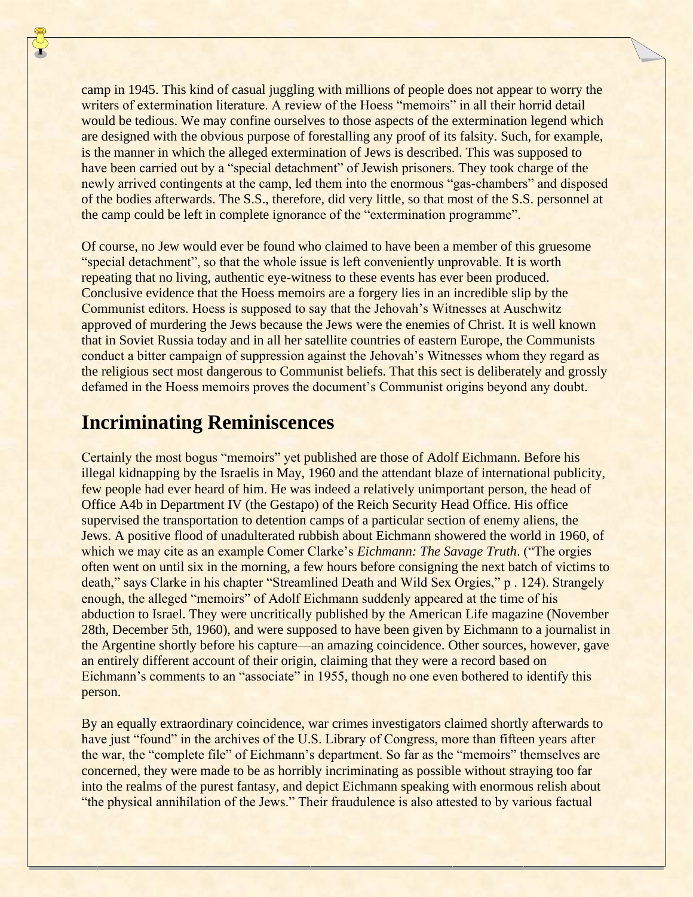camp in 1945. This kind of casual juggling with millions of people does not appear to worry the writers of extermination literature. A review of the Hoess "memoirs" in all their horrid detail would be tedious. We may confine ourselves to those aspects of the extermination legend which are designed with the obvious purpose of forestalling any proof of its falsity. Such, for example, is the manner in which the alleged extermination of Jews is described. This was supposed to have been carried out by a "special detachment" of Jewish prisoners. They took charge of the newly arrived contingents at the camp, led them into the enormous "gas-chambers" and disposed of the bodies afterwards. The S.S., therefore, did very little, so that most of the S.S. personnel at the camp could be left in complete ignorance of the "extermination programme".

Of course, no Jew would ever be found who claimed to have been a member of this gruesome "special detachment", so that the whole issue is left conveniently unprovable. It is worth repeating that no living, authentic eye-witness to these events has ever been produced. Conclusive evidence that the Hoess memoirs are a forgery lies in an incredible slip by the Communist editors. Hoess is supposed to say that the Jehovah's Witnesses at Auschwitz approved of murdering the Jews because the Jews were the enemies of Christ. It is well known that in Soviet Russia today and in all her satellite countries of eastern Europe, the Communists conduct a bitter campaign of suppression against the Jehovah's Witnesses whom they regard as the religious sect most dangerous to Communist beliefs. That this sect is deliberately and grossly defamed in the Hoess memoirs proves the document's Communist origins beyond any doubt.

## Incriminating Reminiscences

Certainly the most bogus "memoirs" yet published are those of Adolf Eichmann. Before his illegal kidnapping by the Israelis in May, 1960 and the attendant blaze of international publicity, few people had ever heard of him. He was indeed a relatively unimportant person, the head of Office A4b in Department IV (the Gestapo) of the Reich Security Head Office. His office supervised the transportation to detention camps of a particular section of enemy aliens, the Jews. A positive flood of unadulterated rubbish about Eichmann showered the world in 1960, of which we may cite as an example Comer Clarke's *Eichmann: The Savage Truth*. ("The orgies often went on until six in the morning, a few hours before consigning the next batch of victims to death," says Clarke in his chapter "Streamlined Death and Wild Sex Orgies," p . 124). Strangely enough, the alleged "memoirs" of Adolf Eichmann suddenly appeared at the time of his abduction to Israel. They were uncritically published by the American Life magazine (November 28th, December 5th, 1960), and were supposed to have been given by Eichmann to a journalist in the Argentine shortly before his capture—an amazing coincidence. Other sources, however, gave an entirely different account of their origin, claiming that they were a record based on Eichmann's comments to an "associate" in 1955, though no one even bothered to identify this person.

By an equally extraordinary coincidence, war crimes investigators claimed shortly afterwards to have just "found" in the archives of the U.S. Library of Congress, more than fifteen years after the war, the "complete file" of Eichmann's department. So far as the "memoirs" themselves are concerned, they were made to be as horribly incriminating as possible without straying too far into the realms of the purest fantasy, and depict Eichmann speaking with enormous relish about "the physical annihilation of the Jews." Their fraudulence is also attested to by various factual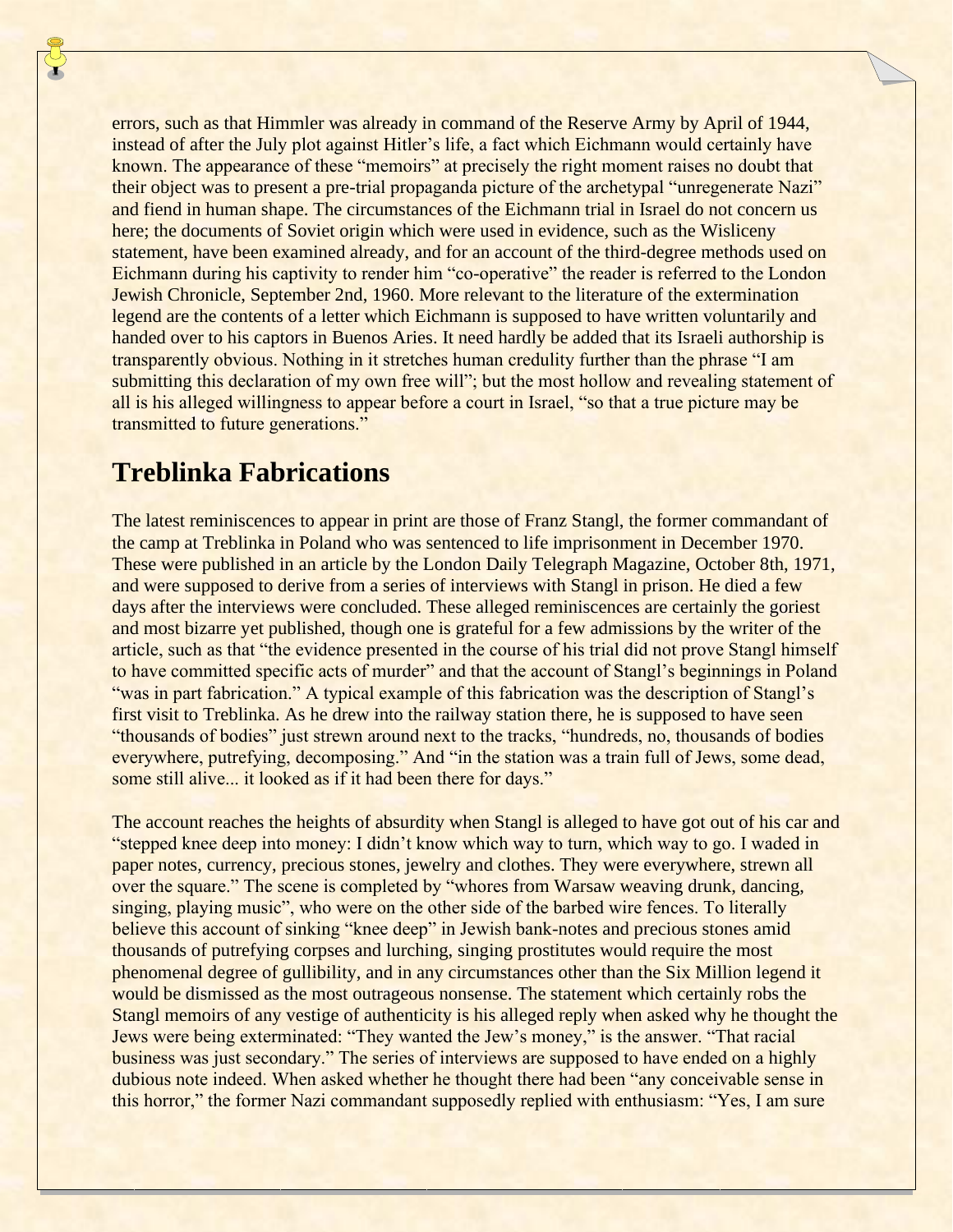errors, such as that Himmler was already in command of the Reserve Army by April of 1944, instead of after the July plot against Hitler's life, a fact which Eichmann would certainly have known. The appearance of these "memoirs" at precisely the right moment raises no doubt that their object was to present a pre-trial propaganda picture of the archetypal "unregenerate Nazi" and fiend in human shape. The circumstances of the Eichmann trial in Israel do not concern us here; the documents of Soviet origin which were used in evidence, such as the Wisliceny statement, have been examined already, and for an account of the third-degree methods used on Eichmann during his captivity to render him "co-operative" the reader is referred to the London Jewish Chronicle, September 2nd, 1960. More relevant to the literature of the extermination legend are the contents of a letter which Eichmann is supposed to have written voluntarily and handed over to his captors in Buenos Aries. It need hardly be added that its Israeli authorship is transparently obvious. Nothing in it stretches human credulity further than the phrase "I am submitting this declaration of my own free will"; but the most hollow and revealing statement of all is his alleged willingness to appear before a court in Israel, "so that a true picture may be transmitted to future generations."

## Treblinka Fabrications

The latest reminiscences to appear in print are those of Franz Stangl, the former commandant of the camp at Treblinka in Poland who was sentenced to life imprisonment in December 1970. These were published in an article by the London Daily Telegraph Magazine, October 8th, 1971, and were supposed to derive from a series of interviews with Stangl in prison. He died a few days after the interviews were concluded. These alleged reminiscences are certainly the goriest and most bizarre yet published, though one is grateful for a few admissions by the writer of the article, such as that "the evidence presented in the course of his trial did not prove Stangl himself to have committed specific acts of murder" and that the account of Stangl's beginnings in Poland "was in part fabrication." A typical example of this fabrication was the description of Stangl's first visit to Treblinka. As he drew into the railway station there, he is supposed to have seen "thousands of bodies" just strewn around next to the tracks, "hundreds, no, thousands of bodies everywhere, putrefying, decomposing." And "in the station was a train full of Jews, some dead, some still alive... it looked as if it had been there for days."

The account reaches the heights of absurdity when Stangl is alleged to have got out of his car and "stepped knee deep into money: I didn't know which way to turn, which way to go. I waded in paper notes, currency, precious stones, jewelry and clothes. They were everywhere, strewn all over the square." The scene is completed by "whores from Warsaw weaving drunk, dancing, singing, playing music", who were on the other side of the barbed wire fences. To literally believe this account of sinking "knee deep" in Jewish bank-notes and precious stones amid thousands of putrefying corpses and lurching, singing prostitutes would require the most phenomenal degree of gullibility, and in any circumstances other than the Six Million legend it would be dismissed as the most outrageous nonsense. The statement which certainly robs the Stangl memoirs of any vestige of authenticity is his alleged reply when asked why he thought the Jews were being exterminated: "They wanted the Jew's money," is the answer. "That racial business was just secondary." The series of interviews are supposed to have ended on a highly dubious note indeed. When asked whether he thought there had been "any conceivable sense in this horror," the former Nazi commandant supposedly replied with enthusiasm: "Yes, I am sure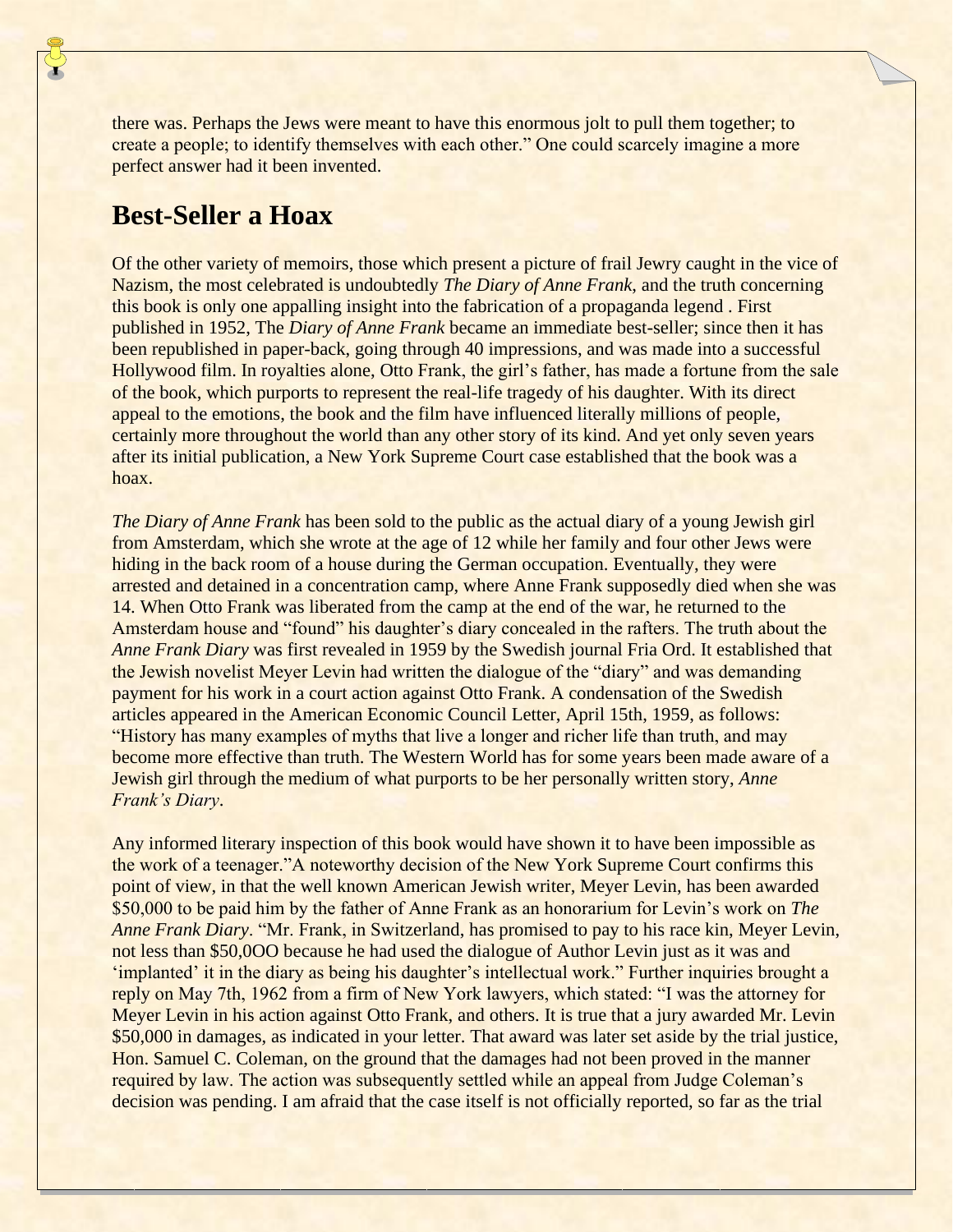there was. Perhaps the Jews were meant to have this enormous jolt to pull them together; to create a people; to identify themselves with each other." One could scarcely imagine a more perfect answer had it been invented.

## Best-Seller a Hoax

Of the other variety of memoirs, those which present a picture of frail Jewry caught in the vice of Nazism, the most celebrated is undoubtedly *The Diary of Anne Frank,* and the truth concerning this book is only one appalling insight into the fabrication of a propaganda legend . First published in 1952, The *Diary of Anne Frank* became an immediate best-seller; since then it has been republished in paper-back, going through 40 impressions, and was made into a successful Hollywood film. In royalties alone, Otto Frank, the girl's father, has made a fortune from the sale of the book, which purports to represent the real-life tragedy of his daughter. With its direct appeal to the emotions, the book and the film have influenced literally millions of people, certainly more throughout the world than any other story of its kind. And yet only seven years after its initial publication, a New York Supreme Court case established that the book was a hoax.

*The Diary of Anne Frank* has been sold to the public as the actual diary of a young Jewish girl from Amsterdam, which she wrote at the age of 12 while her family and four other Jews were hiding in the back room of a house during the German occupation. Eventually, they were arrested and detained in a concentration camp, where Anne Frank supposedly died when she was 14. When Otto Frank was liberated from the camp at the end of the war, he returned to the Amsterdam house and "found" his daughter's diary concealed in the rafters. The truth about the *Anne Frank Diary* was first revealed in 1959 by the Swedish journal Fria Ord. It established that the Jewish novelist Meyer Levin had written the dialogue of the "diary" and was demanding payment for his work in a court action against Otto Frank. A condensation of the Swedish articles appeared in the American Economic Council Letter, April 15th, 1959, as follows: "History has many examples of myths that live a longer and richer life than truth, and may become more effective than truth. The Western World has for some years been made aware of a Jewish girl through the medium of what purports to be her personally written story, *Anne Frank's Diary*.

Any informed literary inspection of this book would have shown it to have been impossible as the work of a teenager."A noteworthy decision of the New York Supreme Court confirms this point of view, in that the well known American Jewish writer, Meyer Levin, has been awarded $50,000 to be paid him by the father of Anne Frank as an honorarium for Levin's work on *The Anne Frank Diary*. "Mr. Frank, in Switzerland, has promised to pay to his race kin, Meyer Levin, not less than $50,0OO because he had used the dialogue of Author Levin just as it was and 'implanted' it in the diary as being his daughter's intellectual work." Further inquiries brought a reply on May 7th, 1962 from a firm of New York lawyers, which stated: "I was the attorney for Meyer Levin in his action against Otto Frank, and others. It is true that a jury awarded Mr. Levin $50,000 in damages, as indicated in your letter. That award was later set aside by the trial justice, Hon. Samuel C. Coleman, on the ground that the damages had not been proved in the manner required by law. The action was subsequently settled while an appeal from Judge Coleman's decision was pending. I am afraid that the case itself is not officially reported, so far as the trial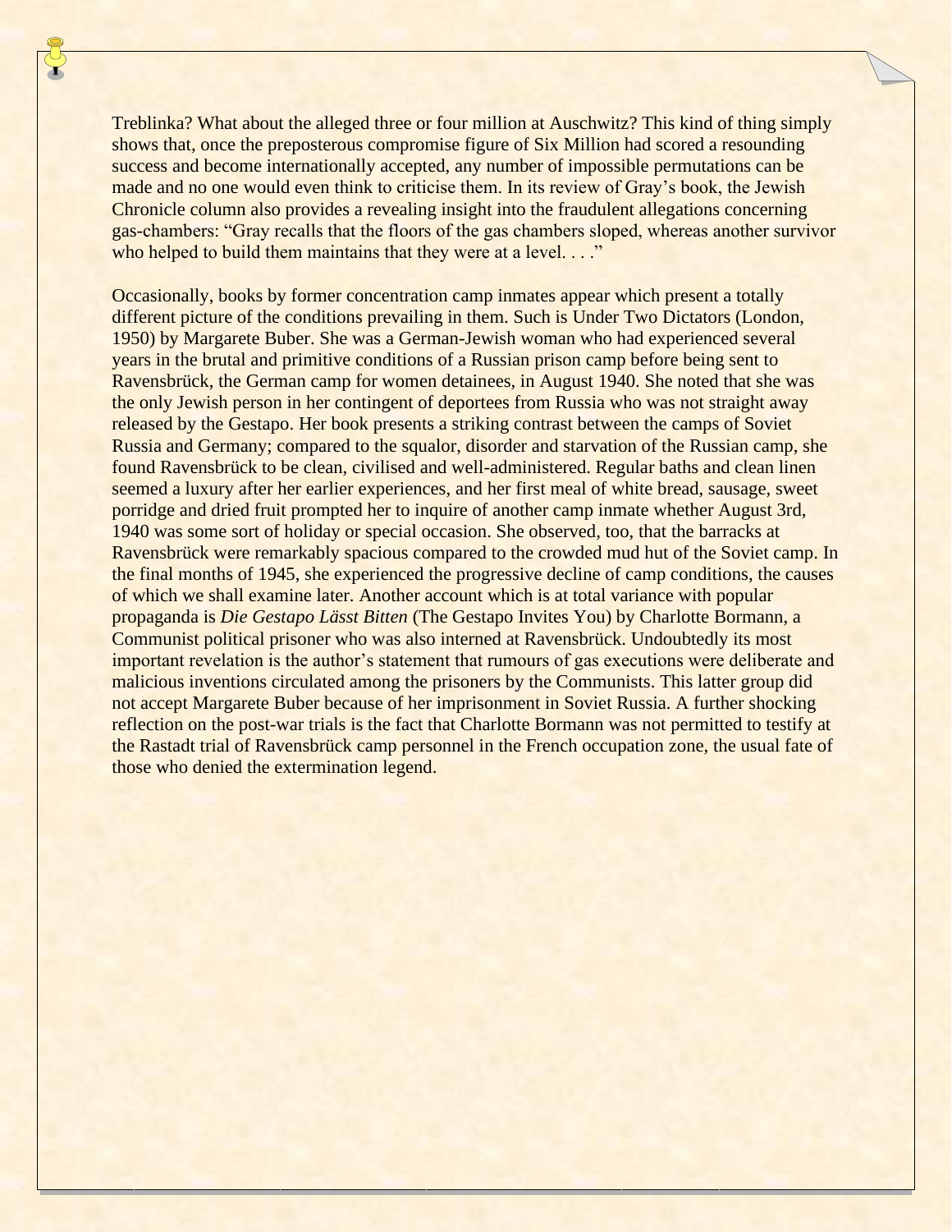Treblinka? What about the alleged three or four million at Auschwitz? This kind of thing simply shows that, once the preposterous compromise figure of Six Million had scored a resounding success and become internationally accepted, any number of impossible permutations can be made and no one would even think to criticise them. In its review of Gray's book, the Jewish Chronicle column also provides a revealing insight into the fraudulent allegations concerning gas-chambers: "Gray recalls that the floors of the gas chambers sloped, whereas another survivor who helped to build them maintains that they were at a level. . . ."

Occasionally, books by former concentration camp inmates appear which present a totally different picture of the conditions prevailing in them. Such is Under Two Dictators (London, 1950) by Margarete Buber. She was a German-Jewish woman who had experienced several years in the brutal and primitive conditions of a Russian prison camp before being sent to Ravensbrück, the German camp for women detainees, in August 1940. She noted that she was the only Jewish person in her contingent of deportees from Russia who was not straight away released by the Gestapo. Her book presents a striking contrast between the camps of Soviet Russia and Germany; compared to the squalor, disorder and starvation of the Russian camp, she found Ravensbrück to be clean, civilised and well-administered. Regular baths and clean linen seemed a luxury after her earlier experiences, and her first meal of white bread, sausage, sweet porridge and dried fruit prompted her to inquire of another camp inmate whether August 3rd, 1940 was some sort of holiday or special occasion. She observed, too, that the barracks at Ravensbrück were remarkably spacious compared to the crowded mud hut of the Soviet camp. In the final months of 1945, she experienced the progressive decline of camp conditions, the causes of which we shall examine later. Another account which is at total variance with popular propaganda is *Die Gestapo Lässt Bitten* (The Gestapo Invites You) by Charlotte Bormann, a Communist political prisoner who was also interned at Ravensbrück. Undoubtedly its most important revelation is the author's statement that rumours of gas executions were deliberate and malicious inventions circulated among the prisoners by the Communists. This latter group did not accept Margarete Buber because of her imprisonment in Soviet Russia. A further shocking reflection on the post-war trials is the fact that Charlotte Bormann was not permitted to testify at the Rastadt trial of Ravensbrück camp personnel in the French occupation zone, the usual fate of those who denied the extermination legend.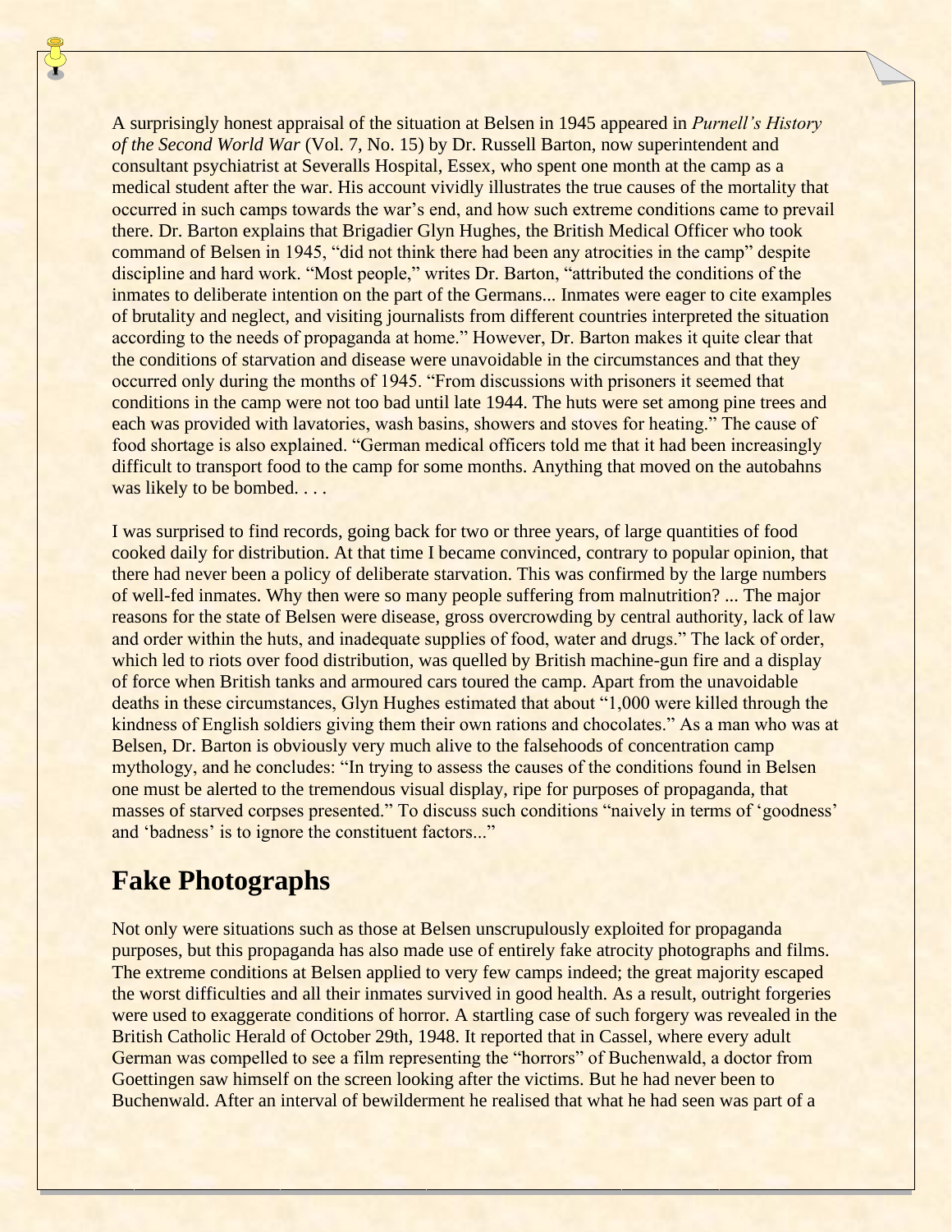A surprisingly honest appraisal of the situation at Belsen in 1945 appeared in *Purnell's History of the Second World War* (Vol. 7, No. 15) by Dr. Russell Barton, now superintendent and consultant psychiatrist at Severalls Hospital, Essex, who spent one month at the camp as a medical student after the war. His account vividly illustrates the true causes of the mortality that occurred in such camps towards the war's end, and how such extreme conditions came to prevail there. Dr. Barton explains that Brigadier Glyn Hughes, the British Medical Officer who took command of Belsen in 1945, "did not think there had been any atrocities in the camp" despite discipline and hard work. "Most people," writes Dr. Barton, "attributed the conditions of the inmates to deliberate intention on the part of the Germans... Inmates were eager to cite examples of brutality and neglect, and visiting journalists from different countries interpreted the situation according to the needs of propaganda at home." However, Dr. Barton makes it quite clear that the conditions of starvation and disease were unavoidable in the circumstances and that they occurred only during the months of 1945. "From discussions with prisoners it seemed that conditions in the camp were not too bad until late 1944. The huts were set among pine trees and each was provided with lavatories, wash basins, showers and stoves for heating." The cause of food shortage is also explained. "German medical officers told me that it had been increasingly difficult to transport food to the camp for some months. Anything that moved on the autobahns was likely to be bombed. . . .

I was surprised to find records, going back for two or three years, of large quantities of food cooked daily for distribution. At that time I became convinced, contrary to popular opinion, that there had never been a policy of deliberate starvation. This was confirmed by the large numbers of well-fed inmates. Why then were so many people suffering from malnutrition? ... The major reasons for the state of Belsen were disease, gross overcrowding by central authority, lack of law and order within the huts, and inadequate supplies of food, water and drugs." The lack of order, which led to riots over food distribution, was quelled by British machine-gun fire and a display of force when British tanks and armoured cars toured the camp. Apart from the unavoidable deaths in these circumstances, Glyn Hughes estimated that about "1,000 were killed through the kindness of English soldiers giving them their own rations and chocolates." As a man who was at Belsen, Dr. Barton is obviously very much alive to the falsehoods of concentration camp mythology, and he concludes: "In trying to assess the causes of the conditions found in Belsen one must be alerted to the tremendous visual display, ripe for purposes of propaganda, that masses of starved corpses presented." To discuss such conditions "naively in terms of 'goodness' and 'badness' is to ignore the constituent factors..."

## Fake Photographs

Not only were situations such as those at Belsen unscrupulously exploited for propaganda purposes, but this propaganda has also made use of entirely fake atrocity photographs and films. The extreme conditions at Belsen applied to very few camps indeed; the great majority escaped the worst difficulties and all their inmates survived in good health. As a result, outright forgeries were used to exaggerate conditions of horror. A startling case of such forgery was revealed in the British Catholic Herald of October 29th, 1948. It reported that in Cassel, where every adult German was compelled to see a film representing the "horrors" of Buchenwald, a doctor from Goettingen saw himself on the screen looking after the victims. But he had never been to Buchenwald. After an interval of bewilderment he realised that what he had seen was part of a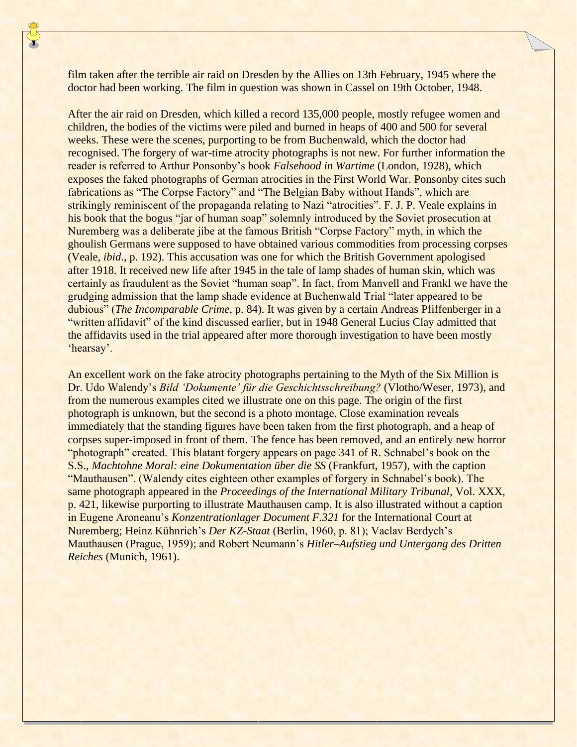film taken after the terrible air raid on Dresden by the Allies on 13th February, 1945 where the doctor had been working. The film in question was shown in Cassel on 19th October, 1948.

After the air raid on Dresden, which killed a record 135,000 people, mostly refugee women and children, the bodies of the victims were piled and burned in heaps of 400 and 500 for several weeks. These were the scenes, purporting to be from Buchenwald, which the doctor had recognised. The forgery of war-time atrocity photographs is not new. For further information the reader is referred to Arthur Ponsonby's book *Falsehood in Wartime* (London, 1928), which exposes the faked photographs of German atrocities in the First World War. Ponsonby cites such fabrications as "The Corpse Factory" and "The Belgian Baby without Hands", which are strikingly reminiscent of the propaganda relating to Nazi "atrocities". F. J. P. Veale explains in his book that the bogus "jar of human soap" solemnly introduced by the Soviet prosecution at Nuremberg was a deliberate jibe at the famous British "Corpse Factory" myth, in which the ghoulish Germans were supposed to have obtained various commodities from processing corpses (Veale, *ibid*., p. 192). This accusation was one for which the British Government apologised after 1918. It received new life after 1945 in the tale of lamp shades of human skin, which was certainly as fraudulent as the Soviet "human soap". In fact, from Manvell and Frankl we have the grudging admission that the lamp shade evidence at Buchenwald Trial "later appeared to be dubious" (*The Incomparable Crime*, p. 84). It was given by a certain Andreas Pfiffenberger in a "written affidavit" of the kind discussed earlier, but in 1948 General Lucius Clay admitted that the affidavits used in the trial appeared after more thorough investigation to have been mostly 'hearsay'.

An excellent work on the fake atrocity photographs pertaining to the Myth of the Six Million is Dr. Udo Walendy's *Bild 'Dokumente' für die Geschichtsschreibung?* (Vlotho/Weser, 1973), and from the numerous examples cited we illustrate one on this page. The origin of the first photograph is unknown, but the second is a photo montage. Close examination reveals immediately that the standing figures have been taken from the first photograph, and a heap of corpses super-imposed in front of them. The fence has been removed, and an entirely new horror "photograph" created. This blatant forgery appears on page 341 of R. Schnabel's book on the S.S., *Machtohne Moral: eine Dokumentation über die SS* (Frankfurt, 1957), with the caption "Mauthausen". (Walendy cites eighteen other examples of forgery in Schnabel's book). The same photograph appeared in the *Proceedings of the International Military Tribunal*, Vol. XXX, p. 421, likewise purporting to illustrate Mauthausen camp. It is also illustrated without a caption in Eugene Aroneanu's *Konzentrationlager Document F.321* for the International Court at Nuremberg; Heinz Kühnrich's *Der KZ-Staat* (Berlin, 1960, p. 81); Vaclav Berdych's Mauthausen (Prague, 1959); and Robert Neumann's *Hitler–Aufstieg und Untergang des Dritten Reiches* (Munich, 1961).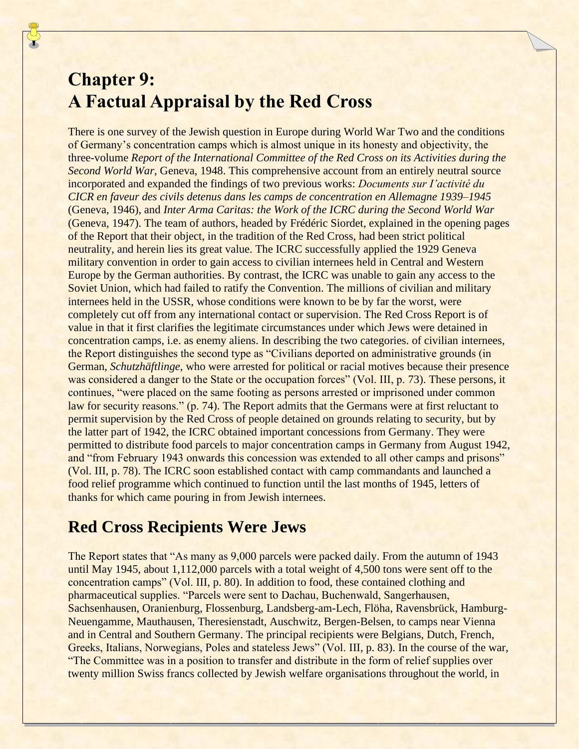# Chapter 9:
# A Factual Appraisal by the Red Cross

There is one survey of the Jewish question in Europe during World War Two and the conditions of Germany's concentration camps which is almost unique in its honesty and objectivity, the three-volume *Report of the International Committee of the Red Cross on its Activities during the Second World War*, Geneva, 1948. This comprehensive account from an entirely neutral source incorporated and expanded the findings of two previous works: *Documents sur I'activité du CICR en faveur des civils detenus dans les camps de concentration en Allemagne 1939–1945* (Geneva, 1946), and *Inter Arma Caritas: the Work of the ICRC during the Second World War* (Geneva, 1947). The team of authors, headed by Frédéric Siordet, explained in the opening pages of the Report that their object, in the tradition of the Red Cross, had been strict political neutrality, and herein lies its great value. The ICRC successfully applied the 1929 Geneva military convention in order to gain access to civilian internees held in Central and Western Europe by the German authorities. By contrast, the ICRC was unable to gain any access to the Soviet Union, which had failed to ratify the Convention. The millions of civilian and military internees held in the USSR, whose conditions were known to be by far the worst, were completely cut off from any international contact or supervision. The Red Cross Report is of value in that it first clarifies the legitimate circumstances under which Jews were detained in concentration camps, i.e. as enemy aliens. In describing the two categories. of civilian internees, the Report distinguishes the second type as "Civilians deported on administrative grounds (in German, *Schutzhäftlinge*, who were arrested for political or racial motives because their presence was considered a danger to the State or the occupation forces" (Vol. III, p. 73). These persons, it continues, "were placed on the same footing as persons arrested or imprisoned under common law for security reasons." (p. 74). The Report admits that the Germans were at first reluctant to permit supervision by the Red Cross of people detained on grounds relating to security, but by the latter part of 1942, the ICRC obtained important concessions from Germany. They were permitted to distribute food parcels to major concentration camps in Germany from August 1942, and "from February 1943 onwards this concession was extended to all other camps and prisons" (Vol. III, p. 78). The ICRC soon established contact with camp commandants and launched a food relief programme which continued to function until the last months of 1945, letters of thanks for which came pouring in from Jewish internees.

## Red Cross Recipients Were Jews

The Report states that "As many as 9,000 parcels were packed daily. From the autumn of 1943 until May 1945, about 1,112,000 parcels with a total weight of 4,500 tons were sent off to the concentration camps" (Vol. III, p. 80). In addition to food, these contained clothing and pharmaceutical supplies. "Parcels were sent to Dachau, Buchenwald, Sangerhausen, Sachsenhausen, Oranienburg, Flossenburg, Landsberg-am-Lech, Flöha, Ravensbrück, Hamburg-Neuengamme, Mauthausen, Theresienstadt, Auschwitz, Bergen-Belsen, to camps near Vienna and in Central and Southern Germany. The principal recipients were Belgians, Dutch, French, Greeks, Italians, Norwegians, Poles and stateless Jews" (Vol. III, p. 83). In the course of the war, "The Committee was in a position to transfer and distribute in the form of relief supplies over twenty million Swiss francs collected by Jewish welfare organisations throughout the world, in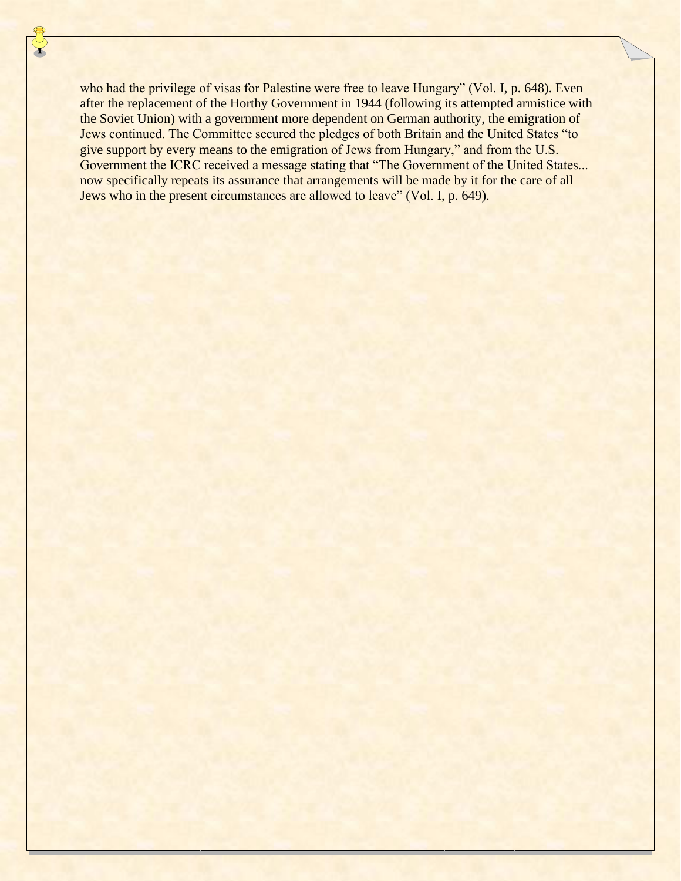who had the privilege of visas for Palestine were free to leave Hungary" (Vol. I, p. 648). Even after the replacement of the Horthy Government in 1944 (following its attempted armistice with the Soviet Union) with a government more dependent on German authority, the emigration of Jews continued. The Committee secured the pledges of both Britain and the United States "to give support by every means to the emigration of Jews from Hungary," and from the U.S. Government the ICRC received a message stating that "The Government of the United States... now specifically repeats its assurance that arrangements will be made by it for the care of all Jews who in the present circumstances are allowed to leave" (Vol. I, p. 649).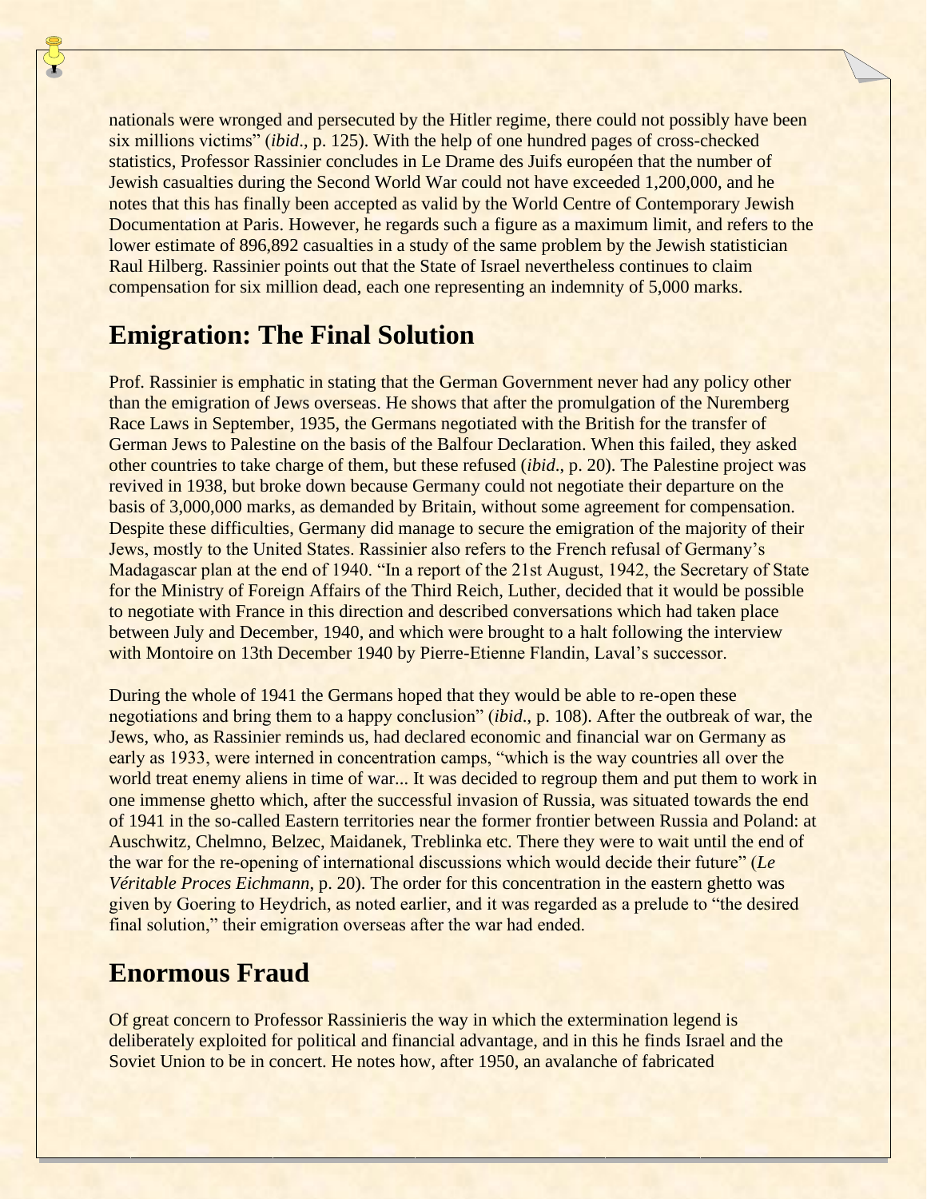nationals were wronged and persecuted by the Hitler regime, there could not possibly have been six millions victims" (*ibid*., p. 125). With the help of one hundred pages of cross-checked statistics, Professor Rassinier concludes in Le Drame des Juifs européen that the number of Jewish casualties during the Second World War could not have exceeded 1,200,000, and he notes that this has finally been accepted as valid by the World Centre of Contemporary Jewish Documentation at Paris. However, he regards such a figure as a maximum limit, and refers to the lower estimate of 896,892 casualties in a study of the same problem by the Jewish statistician Raul Hilberg. Rassinier points out that the State of Israel nevertheless continues to claim compensation for six million dead, each one representing an indemnity of 5,000 marks.

## Emigration: The Final Solution

Prof. Rassinier is emphatic in stating that the German Government never had any policy other than the emigration of Jews overseas. He shows that after the promulgation of the Nuremberg Race Laws in September, 1935, the Germans negotiated with the British for the transfer of German Jews to Palestine on the basis of the Balfour Declaration. When this failed, they asked other countries to take charge of them, but these refused (*ibid*., p. 20). The Palestine project was revived in 1938, but broke down because Germany could not negotiate their departure on the basis of 3,000,000 marks, as demanded by Britain, without some agreement for compensation. Despite these difficulties, Germany did manage to secure the emigration of the majority of their Jews, mostly to the United States. Rassinier also refers to the French refusal of Germany's Madagascar plan at the end of 1940. "In a report of the 21st August, 1942, the Secretary of State for the Ministry of Foreign Affairs of the Third Reich, Luther, decided that it would be possible to negotiate with France in this direction and described conversations which had taken place between July and December, 1940, and which were brought to a halt following the interview with Montoire on 13th December 1940 by Pierre-Etienne Flandin, Laval's successor.

During the whole of 1941 the Germans hoped that they would be able to re-open these negotiations and bring them to a happy conclusion" (*ibid*., p. 108). After the outbreak of war, the Jews, who, as Rassinier reminds us, had declared economic and financial war on Germany as early as 1933, were interned in concentration camps, "which is the way countries all over the world treat enemy aliens in time of war... It was decided to regroup them and put them to work in one immense ghetto which, after the successful invasion of Russia, was situated towards the end of 1941 in the so-called Eastern territories near the former frontier between Russia and Poland: at Auschwitz, Chelmno, Belzec, Maidanek, Treblinka etc. There they were to wait until the end of the war for the re-opening of international discussions which would decide their future" (*Le Véritable Proces Eichmann*, p. 20). The order for this concentration in the eastern ghetto was given by Goering to Heydrich, as noted earlier, and it was regarded as a prelude to "the desired final solution," their emigration overseas after the war had ended.

## Enormous Fraud

Of great concern to Professor Rassinieris the way in which the extermination legend is deliberately exploited for political and financial advantage, and in this he finds Israel and the Soviet Union to be in concert. He notes how, after 1950, an avalanche of fabricated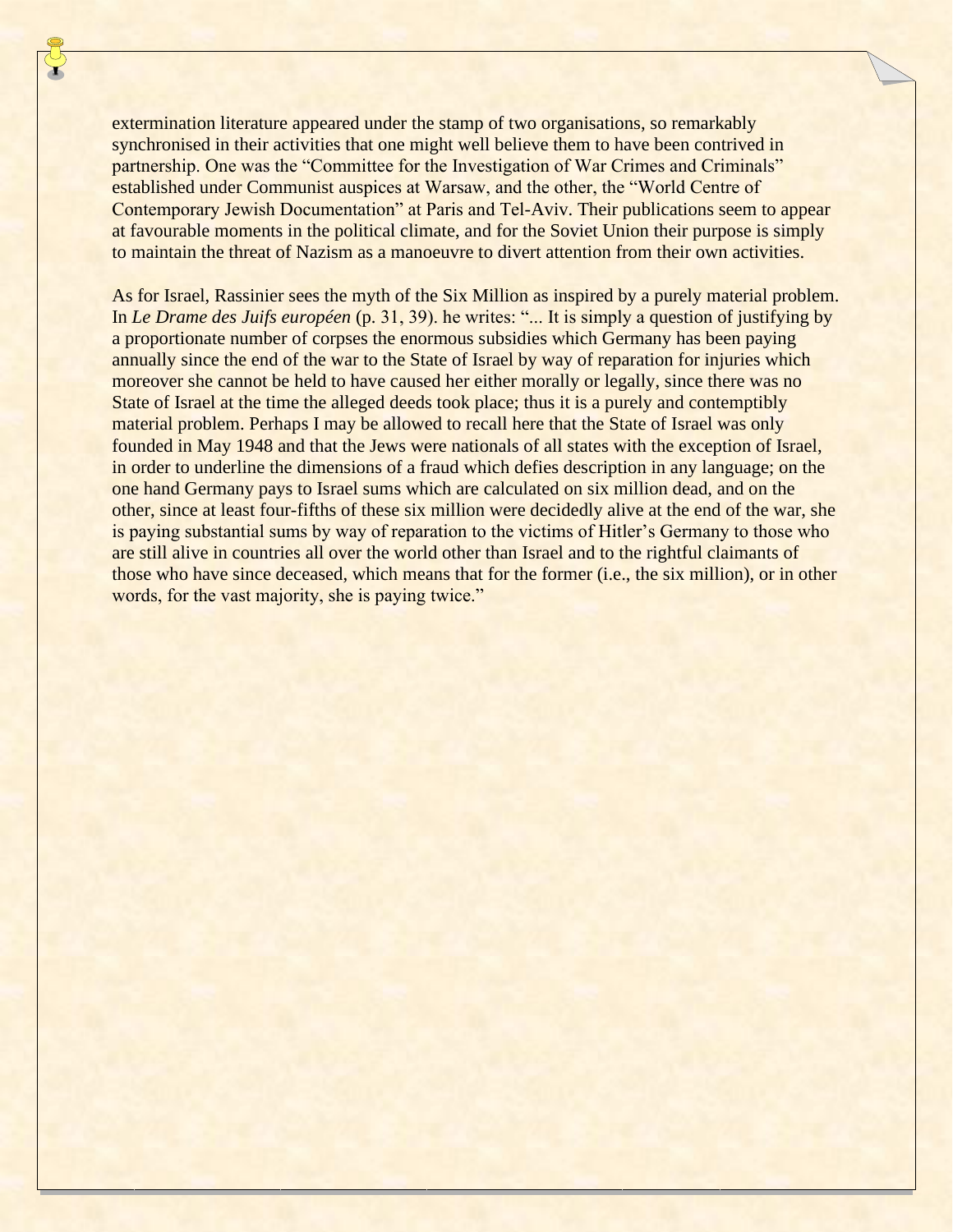extermination literature appeared under the stamp of two organisations, so remarkably synchronised in their activities that one might well believe them to have been contrived in partnership. One was the "Committee for the Investigation of War Crimes and Criminals" established under Communist auspices at Warsaw, and the other, the "World Centre of Contemporary Jewish Documentation" at Paris and Tel-Aviv. Their publications seem to appear at favourable moments in the political climate, and for the Soviet Union their purpose is simply to maintain the threat of Nazism as a manoeuvre to divert attention from their own activities.

As for Israel, Rassinier sees the myth of the Six Million as inspired by a purely material problem. In *Le Drame des Juifs européen* (p. 31, 39). he writes: "... It is simply a question of justifying by a proportionate number of corpses the enormous subsidies which Germany has been paying annually since the end of the war to the State of Israel by way of reparation for injuries which moreover she cannot be held to have caused her either morally or legally, since there was no State of Israel at the time the alleged deeds took place; thus it is a purely and contemptibly material problem. Perhaps I may be allowed to recall here that the State of Israel was only founded in May 1948 and that the Jews were nationals of all states with the exception of Israel, in order to underline the dimensions of a fraud which defies description in any language; on the one hand Germany pays to Israel sums which are calculated on six million dead, and on the other, since at least four-fifths of these six million were decidedly alive at the end of the war, she is paying substantial sums by way of reparation to the victims of Hitler's Germany to those who are still alive in countries all over the world other than Israel and to the rightful claimants of those who have since deceased, which means that for the former (i.e., the six million), or in other words, for the vast majority, she is paying twice."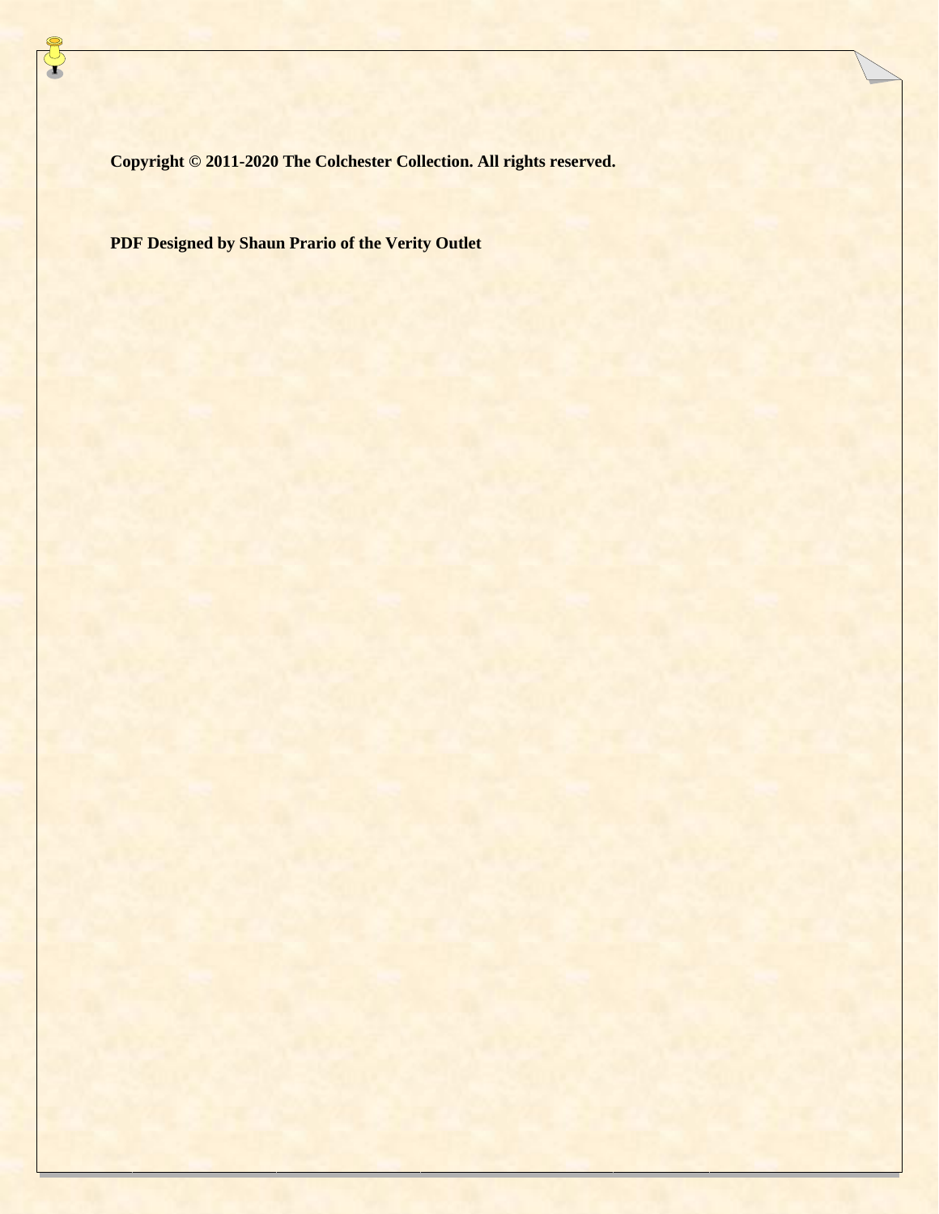**Copyright © 2011-2020 The Colchester Collection. All rights reserved.**

**PDF Designed by Shaun Prario of the Verity Outlet**